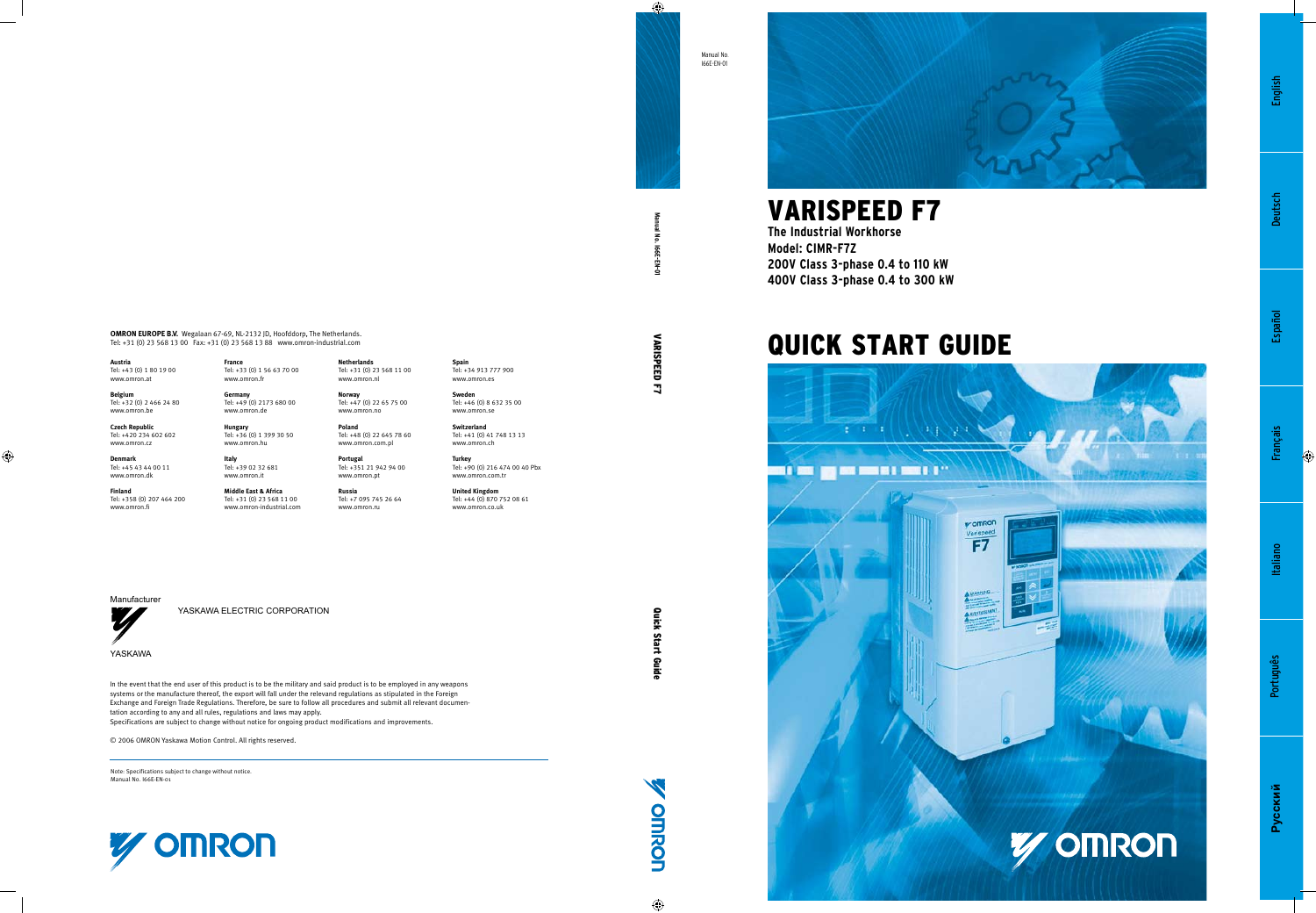# VARISPEED F7

**The Industrial Workhorse**
**Model: CIMR-F7Z**
**200V Class 3-phase 0.4 to 110 kW**
**400V Class 3-phase 0.4 to 300 kW**

# QUICK START GUIDE

Manual No. I66E-EN-01

English | Deutsch | Español | Français | Italiano | Português | Русский

VARISPEED F7 — Quick Start Guide — Manual No. I66E-EN-01

**OMRON EUROPE B.V.** Wegalaan 67-69, NL-2132 JD, Hoofddorp, The Netherlands.
Tel: +31 (0) 23 568 13 00 Fax: +31 (0) 23 568 13 88 www.omron-industrial.com

**Austria**
Tel: +43 (0) 1 80 19 00
www.omron.at

**Belgium**
Tel: +32 (0) 2 466 24 80
www.omron.be

**Czech Republic**
Tel: +420 234 602 602
www.omron.cz

**Denmark**
Tel: +45 43 44 00 11
www.omron.dk

**Finland**
Tel: +358 (0) 207 464 200
www.omron.fi

**France**
Tel: +33 (0) 1 56 63 70 00
www.omron.fr

**Germany**
Tel: +49 (0) 2173 680 00
www.omron.de

**Hungary**
Tel: +36 (0) 1 399 30 50
www.omron.hu

**Italy**
Tel: +39 02 32 681
www.omron.it

**Middle East & Africa**
Tel: +31 (0) 23 568 11 00
www.omron-industrial.com

**Netherlands**
Tel: +31 (0) 23 568 11 00
www.omron.nl

**Norway**
Tel: +47 (0) 22 65 75 00
www.omron.no

**Poland**
Tel: +48 (0) 22 645 78 60
www.omron.com.pl

**Portugal**
Tel: +351 21 942 94 00
www.omron.pt

**Russia**
Tel: +7 095 745 26 64
www.omron.ru

**Spain**
Tel: +34 913 777 900
www.omron.es

**Sweden**
Tel: +46 (0) 8 632 35 00
www.omron.se

**Switzerland**
Tel: +41 (0) 41 748 13 13
www.omron.ch

**Turkey**
Tel: +90 (0) 216 474 00 40 Pbx
www.omron.com.tr

**United Kingdom**
Tel: +44 (0) 870 752 08 61
www.omron.co.uk

Manufacturer

YASKAWA ELECTRIC CORPORATION

YASKAWA

In the event that the end user of this product is to be the military and said product is to be employed in any weapons systems or the manufacture thereof, the export will fall under the relevand regulations as stipulated in the Foreign Exchange and Foreign Trade Regulations. Therefore, be sure to follow all procedures and submit all relevant documentation according to any and all rules, regulations and laws may apply.
Specifications are subject to change without notice for ongoing product modifications and improvements.

© 2006 OMRON Yaskawa Motion Control. All rights reserved.

Note: Specifications subject to change without notice.
Manual No. I66E-EN-01

OMRON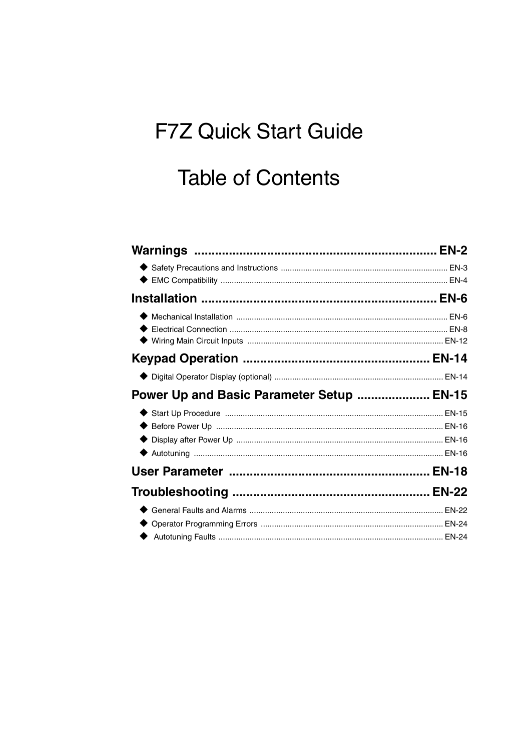# F7Z Quick Start Guide

# Table of Contents

**Warnings** ..................................................................... **EN-2**

- Safety Precautions and Instructions ........................................................................... EN-3
- EMC Compatibility ..................................................................................................... EN-4

**Installation** ................................................................... **EN-6**

- Mechanical Installation .............................................................................................. EN-6
- Electrical Connection ................................................................................................. EN-8
- Wiring Main Circuit Inputs ........................................................................................ EN-12

**Keypad Operation** ..................................................... **EN-14**

- Digital Operator Display (optional) ........................................................................... EN-14

**Power Up and Basic Parameter Setup** ..................... **EN-15**

- Start Up Procedure ................................................................................................. EN-15
- Before Power Up ..................................................................................................... EN-16
- Display after Power Up ............................................................................................ EN-16
- Autotuning ............................................................................................................... EN-16

**User Parameter** .......................................................... **EN-18**

**Troubleshooting** ........................................................ **EN-22**

- General Faults and Alarms ...................................................................................... EN-22
- Operator Programming Errors ................................................................................. EN-24
- Autotuning Faults .................................................................................................... EN-24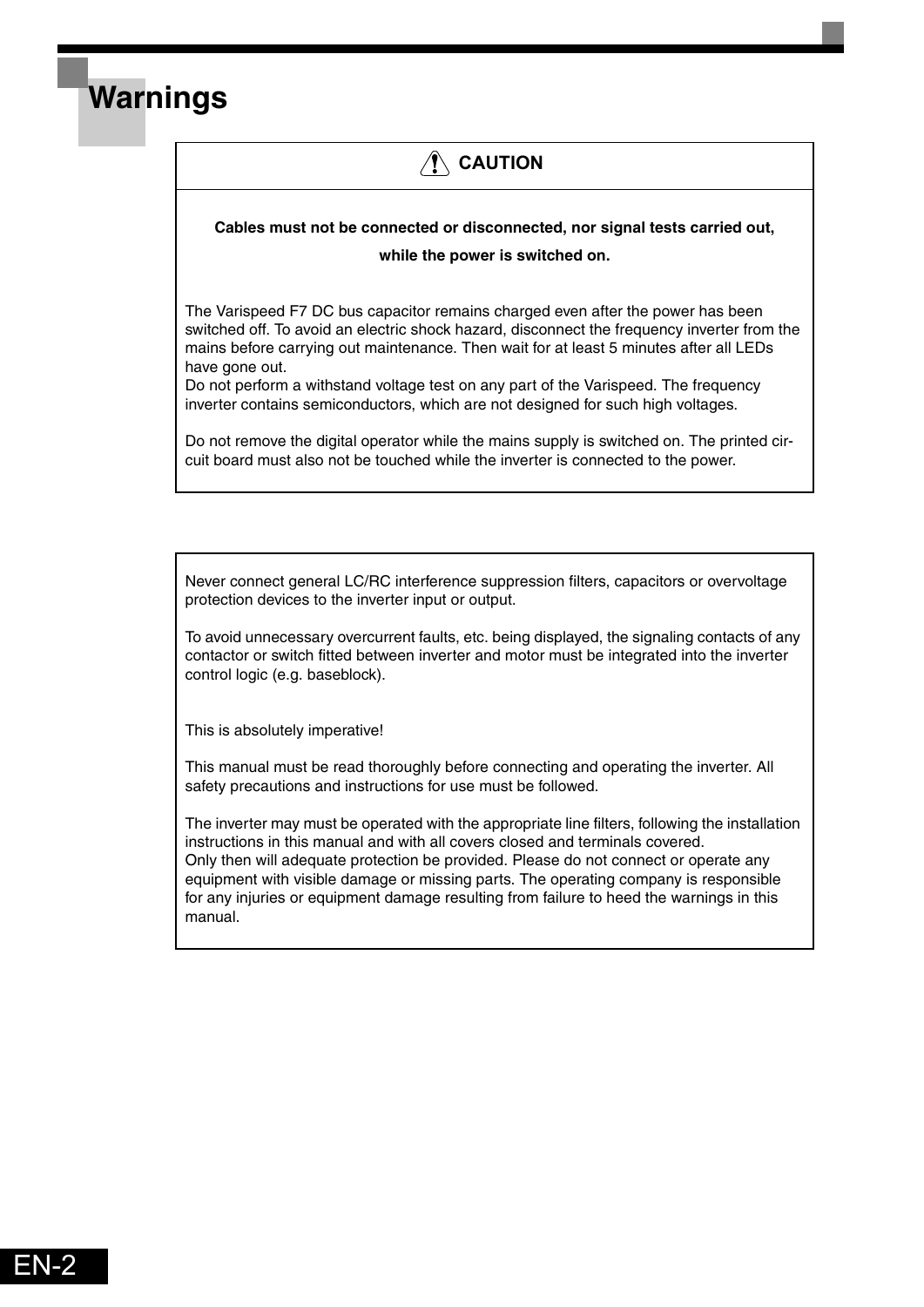# Warnings

**⚠ CAUTION**

**Cables must not be connected or disconnected, nor signal tests carried out, while the power is switched on.**

The Varispeed F7 DC bus capacitor remains charged even after the power has been switched off. To avoid an electric shock hazard, disconnect the frequency inverter from the mains before carrying out maintenance. Then wait for at least 5 minutes after all LEDs have gone out.
Do not perform a withstand voltage test on any part of the Varispeed. The frequency inverter contains semiconductors, which are not designed for such high voltages.

Do not remove the digital operator while the mains supply is switched on. The printed circuit board must also not be touched while the inverter is connected to the power.

---

Never connect general LC/RC interference suppression filters, capacitors or overvoltage protection devices to the inverter input or output.

To avoid unnecessary overcurrent faults, etc. being displayed, the signaling contacts of any contactor or switch fitted between inverter and motor must be integrated into the inverter control logic (e.g. baseblock).

This is absolutely imperative!

This manual must be read thoroughly before connecting and operating the inverter. All safety precautions and instructions for use must be followed.

The inverter may must be operated with the appropriate line filters, following the installation instructions in this manual and with all covers closed and terminals covered.
Only then will adequate protection be provided. Please do not connect or operate any equipment with visible damage or missing parts. The operating company is responsible for any injuries or equipment damage resulting from failure to heed the warnings in this manual.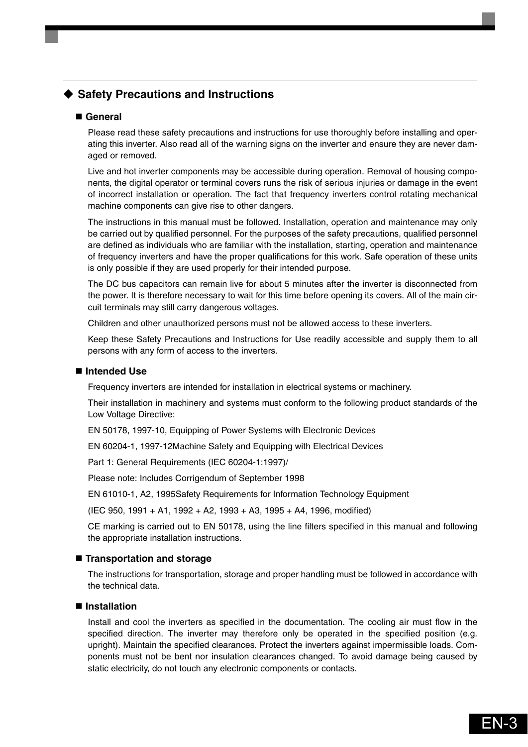## ◆ Safety Precautions and Instructions

### ■ General

Please read these safety precautions and instructions for use thoroughly before installing and operating this inverter. Also read all of the warning signs on the inverter and ensure they are never damaged or removed.

Live and hot inverter components may be accessible during operation. Removal of housing components, the digital operator or terminal covers runs the risk of serious injuries or damage in the event of incorrect installation or operation. The fact that frequency inverters control rotating mechanical machine components can give rise to other dangers.

The instructions in this manual must be followed. Installation, operation and maintenance may only be carried out by qualified personnel. For the purposes of the safety precautions, qualified personnel are defined as individuals who are familiar with the installation, starting, operation and maintenance of frequency inverters and have the proper qualifications for this work. Safe operation of these units is only possible if they are used properly for their intended purpose.

The DC bus capacitors can remain live for about 5 minutes after the inverter is disconnected from the power. It is therefore necessary to wait for this time before opening its covers. All of the main circuit terminals may still carry dangerous voltages.

Children and other unauthorized persons must not be allowed access to these inverters.

Keep these Safety Precautions and Instructions for Use readily accessible and supply them to all persons with any form of access to the inverters.

### ■ Intended Use

Frequency inverters are intended for installation in electrical systems or machinery.

Their installation in machinery and systems must conform to the following product standards of the Low Voltage Directive:

EN 50178, 1997-10, Equipping of Power Systems with Electronic Devices

EN 60204-1, 1997-12Machine Safety and Equipping with Electrical Devices

Part 1: General Requirements (IEC 60204-1:1997)/

Please note: Includes Corrigendum of September 1998

EN 61010-1, A2, 1995Safety Requirements for Information Technology Equipment

(IEC 950, 1991 + A1, 1992 + A2, 1993 + A3, 1995 + A4, 1996, modified)

CE marking is carried out to EN 50178, using the line filters specified in this manual and following the appropriate installation instructions.

### ■ Transportation and storage

The instructions for transportation, storage and proper handling must be followed in accordance with the technical data.

### ■ Installation

Install and cool the inverters as specified in the documentation. The cooling air must flow in the specified direction. The inverter may therefore only be operated in the specified position (e.g. upright). Maintain the specified clearances. Protect the inverters against impermissible loads. Components must not be bent nor insulation clearances changed. To avoid damage being caused by static electricity, do not touch any electronic components or contacts.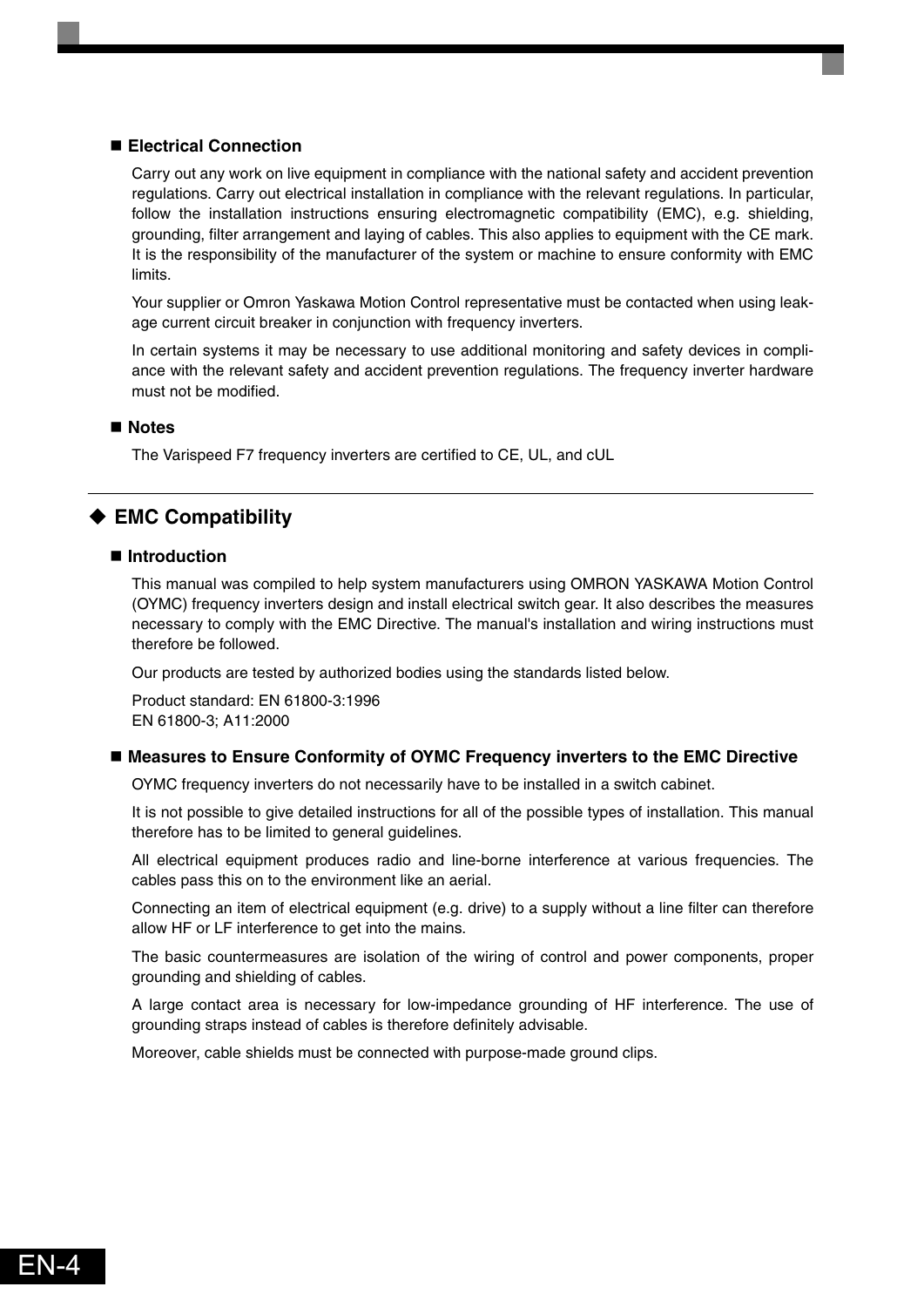### ■ Electrical Connection

Carry out any work on live equipment in compliance with the national safety and accident prevention regulations. Carry out electrical installation in compliance with the relevant regulations. In particular, follow the installation instructions ensuring electromagnetic compatibility (EMC), e.g. shielding, grounding, filter arrangement and laying of cables. This also applies to equipment with the CE mark. It is the responsibility of the manufacturer of the system or machine to ensure conformity with EMC limits.

Your supplier or Omron Yaskawa Motion Control representative must be contacted when using leakage current circuit breaker in conjunction with frequency inverters.

In certain systems it may be necessary to use additional monitoring and safety devices in compliance with the relevant safety and accident prevention regulations. The frequency inverter hardware must not be modified.

### ■ Notes

The Varispeed F7 frequency inverters are certified to CE, UL, and cUL

## ◆ EMC Compatibility

### ■ Introduction

This manual was compiled to help system manufacturers using OMRON YASKAWA Motion Control (OYMC) frequency inverters design and install electrical switch gear. It also describes the measures necessary to comply with the EMC Directive. The manual's installation and wiring instructions must therefore be followed.

Our products are tested by authorized bodies using the standards listed below.

Product standard: EN 61800-3:1996
EN 61800-3; A11:2000

### ■ Measures to Ensure Conformity of OYMC Frequency inverters to the EMC Directive

OYMC frequency inverters do not necessarily have to be installed in a switch cabinet.

It is not possible to give detailed instructions for all of the possible types of installation. This manual therefore has to be limited to general guidelines.

All electrical equipment produces radio and line-borne interference at various frequencies. The cables pass this on to the environment like an aerial.

Connecting an item of electrical equipment (e.g. drive) to a supply without a line filter can therefore allow HF or LF interference to get into the mains.

The basic countermeasures are isolation of the wiring of control and power components, proper grounding and shielding of cables.

A large contact area is necessary for low-impedance grounding of HF interference. The use of grounding straps instead of cables is therefore definitely advisable.

Moreover, cable shields must be connected with purpose-made ground clips.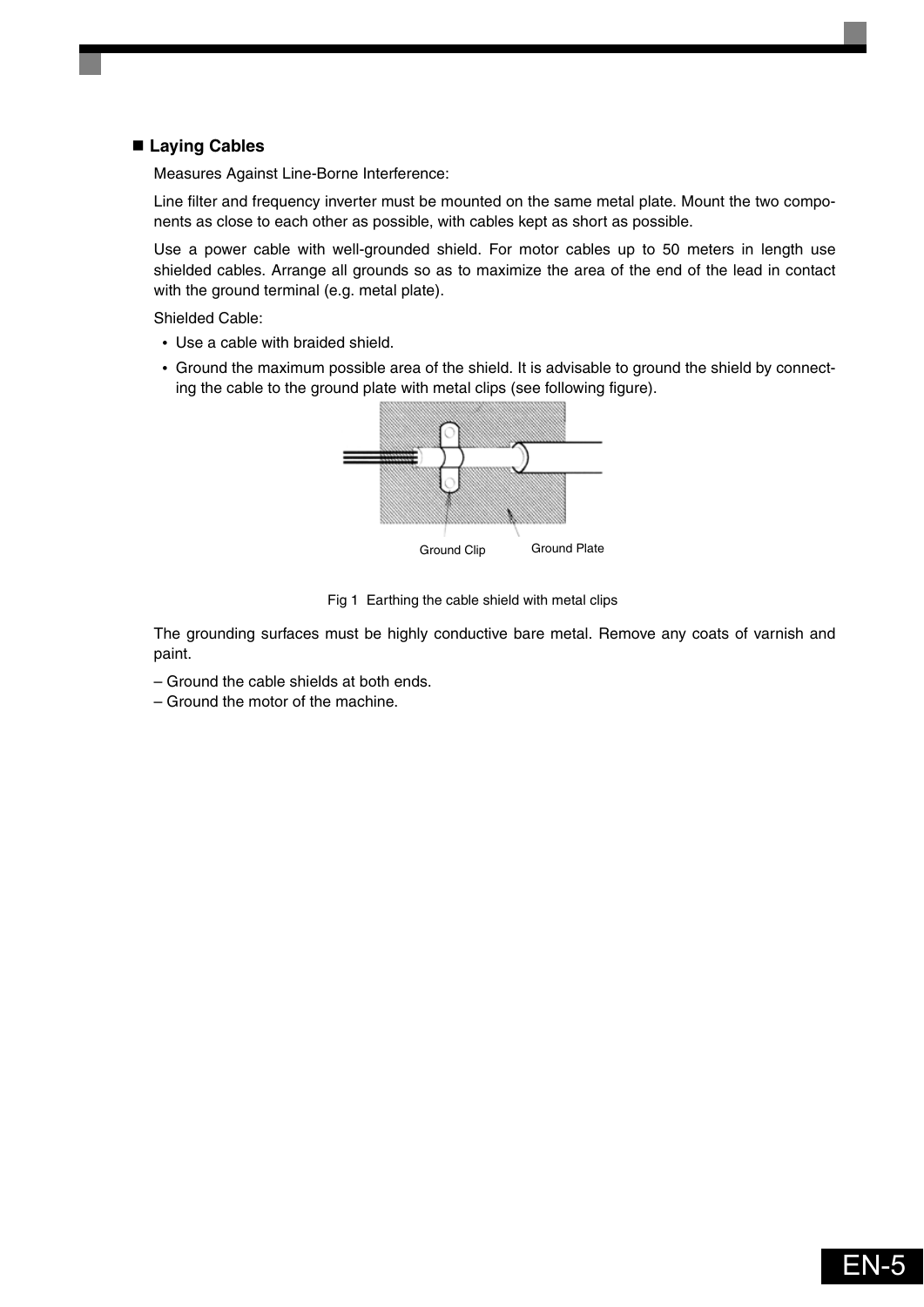## Laying Cables

Measures Against Line-Borne Interference:

Line filter and frequency inverter must be mounted on the same metal plate. Mount the two components as close to each other as possible, with cables kept as short as possible.

Use a power cable with well-grounded shield. For motor cables up to 50 meters in length use shielded cables. Arrange all grounds so as to maximize the area of the end of the lead in contact with the ground terminal (e.g. metal plate).

Shielded Cable:

- Use a cable with braided shield.
- Ground the maximum possible area of the shield. It is advisable to ground the shield by connecting the cable to the ground plate with metal clips (see following figure).

Ground Clip    Ground Plate

Fig 1  Earthing the cable shield with metal clips

The grounding surfaces must be highly conductive bare metal. Remove any coats of varnish and paint.

– Ground the cable shields at both ends.
– Ground the motor of the machine.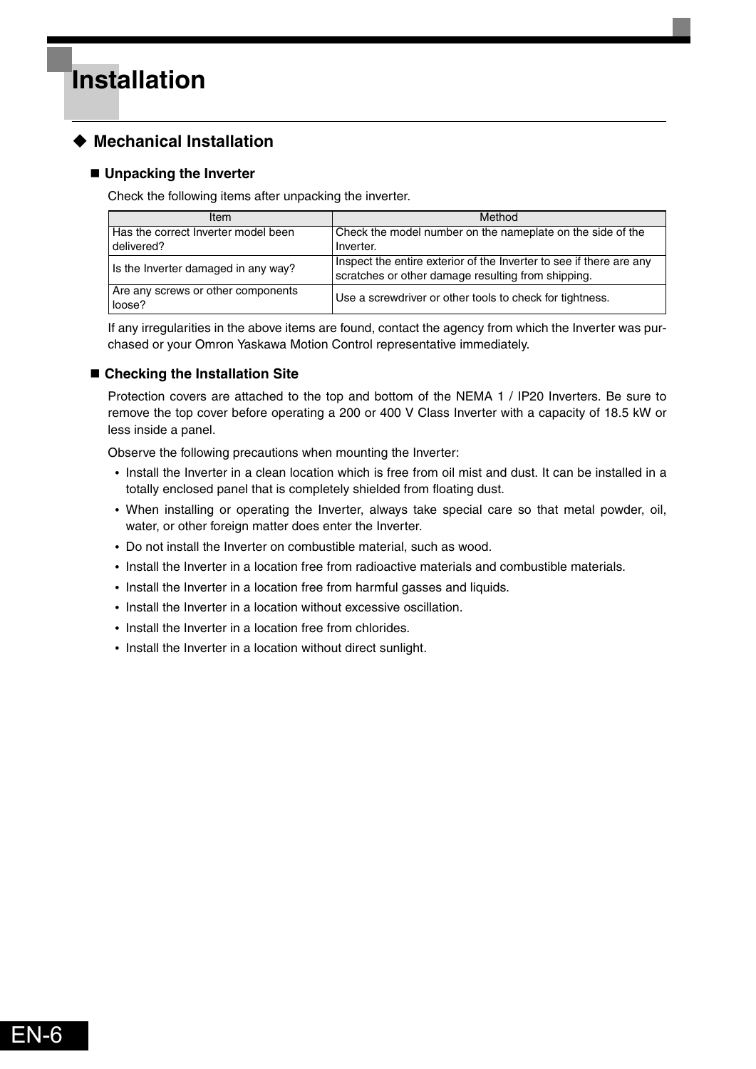# Installation

## ◆ Mechanical Installation

### ■ Unpacking the Inverter

Check the following items after unpacking the inverter.

| Item | Method |
|---|---|
| Has the correct Inverter model been delivered? | Check the model number on the nameplate on the side of the Inverter. |
| Is the Inverter damaged in any way? | Inspect the entire exterior of the Inverter to see if there are any scratches or other damage resulting from shipping. |
| Are any screws or other components loose? | Use a screwdriver or other tools to check for tightness. |

If any irregularities in the above items are found, contact the agency from which the Inverter was purchased or your Omron Yaskawa Motion Control representative immediately.

### ■ Checking the Installation Site

Protection covers are attached to the top and bottom of the NEMA 1 / IP20 Inverters. Be sure to remove the top cover before operating a 200 or 400 V Class Inverter with a capacity of 18.5 kW or less inside a panel.

Observe the following precautions when mounting the Inverter:

- Install the Inverter in a clean location which is free from oil mist and dust. It can be installed in a totally enclosed panel that is completely shielded from floating dust.
- When installing or operating the Inverter, always take special care so that metal powder, oil, water, or other foreign matter does enter the Inverter.
- Do not install the Inverter on combustible material, such as wood.
- Install the Inverter in a location free from radioactive materials and combustible materials.
- Install the Inverter in a location free from harmful gasses and liquids.
- Install the Inverter in a location without excessive oscillation.
- Install the Inverter in a location free from chlorides.
- Install the Inverter in a location without direct sunlight.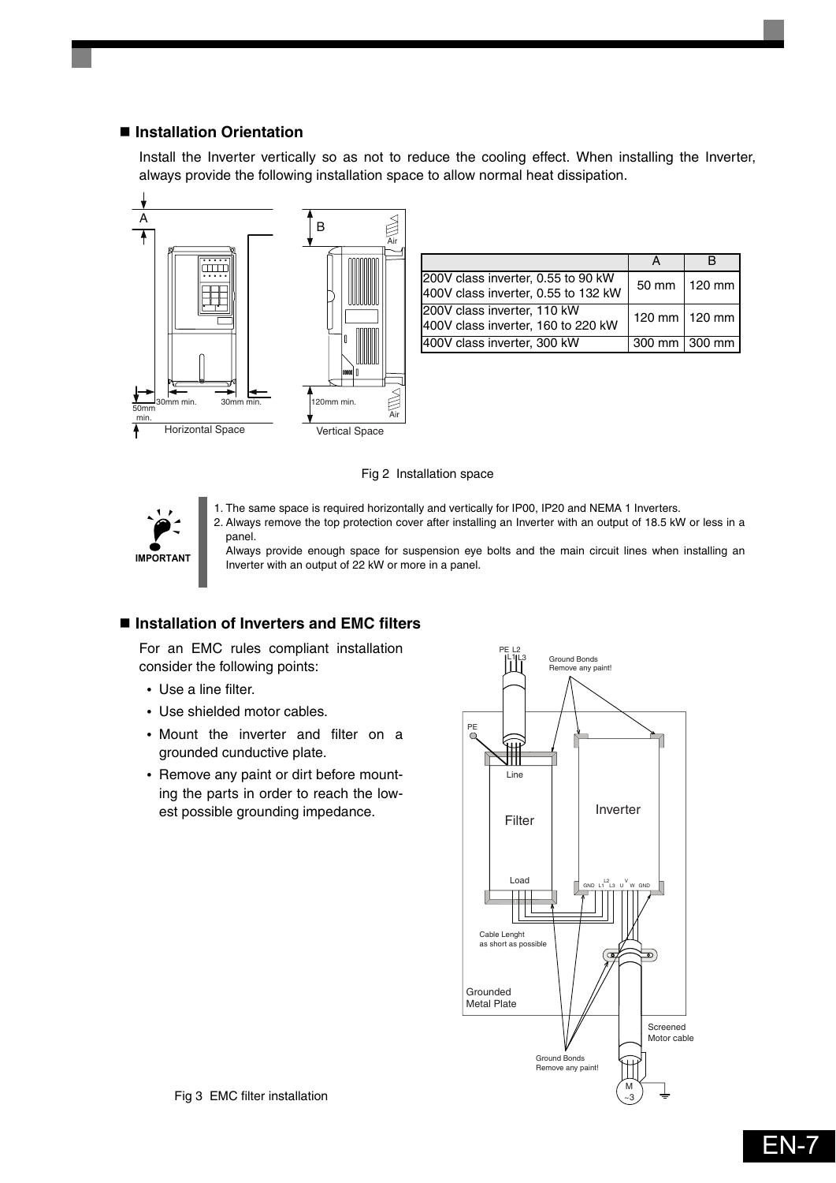## ■ Installation Orientation

Install the Inverter vertically so as not to reduce the cooling effect. When installing the Inverter, always provide the following installation space to allow normal heat dissipation.

| | A | B |
|---|---|---|
| 200V class inverter, 0.55 to 90 kW<br>400V class inverter, 0.55 to 132 kW | 50 mm | 120 mm |
| 200V class inverter, 110 kW<br>400V class inverter, 160 to 220 kW | 120 mm | 120 mm |
| 400V class inverter, 300 kW | 300 mm | 300 mm |

Fig 2  Installation space

**IMPORTANT**

1. The same space is required horizontally and vertically for IP00, IP20 and NEMA 1 Inverters.
2. Always remove the top protection cover after installing an Inverter with an output of 18.5 kW or less in a panel.
   Always provide enough space for suspension eye bolts and the main circuit lines when installing an Inverter with an output of 22 kW or more in a panel.

## ■ Installation of Inverters and EMC filters

For an EMC rules compliant installation consider the following points:

- Use a line filter.
- Use shielded motor cables.
- Mount the inverter and filter on a grounded cunductive plate.
- Remove any paint or dirt before mounting the parts in order to reach the lowest possible grounding impedance.

Fig 3  EMC filter installation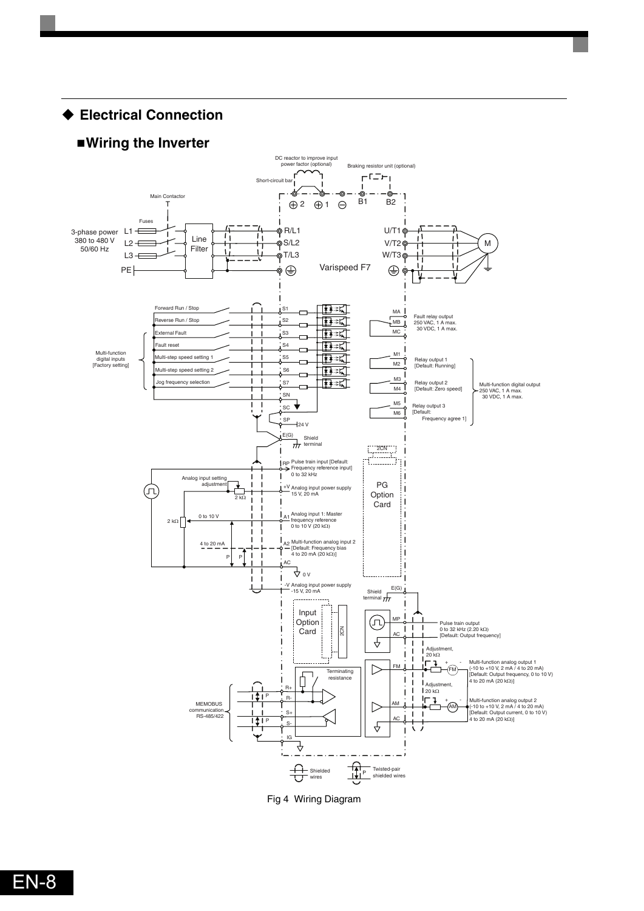## ◆ Electrical Connection

### ■Wiring the Inverter

Fig 4 Wiring Diagram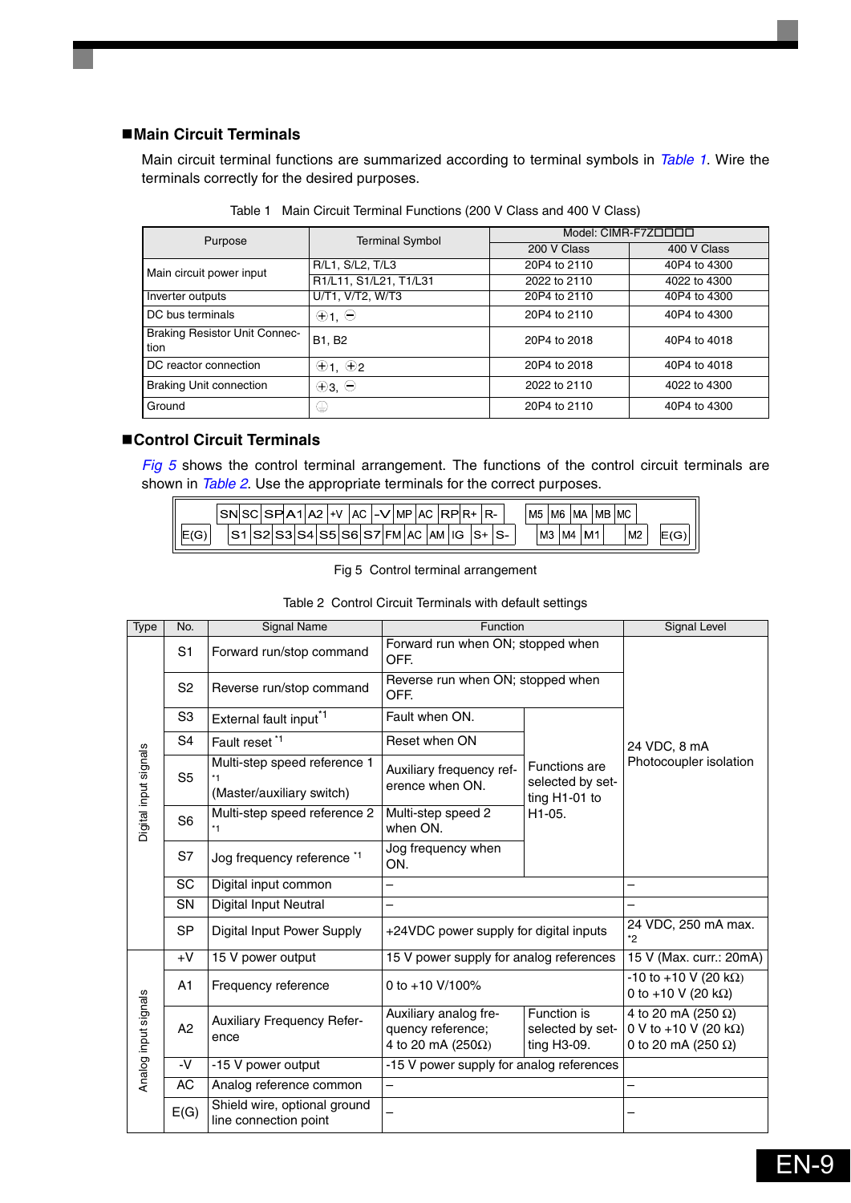## ■Main Circuit Terminals

Main circuit terminal functions are summarized according to terminal symbols in *Table 1*. Wire the terminals correctly for the desired purposes.

Table 1 Main Circuit Terminal Functions (200 V Class and 400 V Class)

| Purpose | Terminal Symbol | Model: CIMR-F7Z☐☐☐☐ | |
|---|---|---|---|
| | | 200 V Class | 400 V Class |
| Main circuit power input | R/L1, S/L2, T/L3 | 20P4 to 2110 | 40P4 to 4300 |
| | R1/L11, S1/L21, T1/L31 | 2022 to 2110 | 4022 to 4300 |
| Inverter outputs | U/T1, V/T2, W/T3 | 20P4 to 2110 | 40P4 to 4300 |
| DC bus terminals | ⊕1, ⊖ | 20P4 to 2110 | 40P4 to 4300 |
| Braking Resistor Unit Connection | B1, B2 | 20P4 to 2018 | 40P4 to 4018 |
| DC reactor connection | ⊕1, ⊕2 | 20P4 to 2018 | 40P4 to 4018 |
| Braking Unit connection | ⊕3, ⊖ | 2022 to 2110 | 4022 to 4300 |
| Ground | ⏚ | 20P4 to 2110 | 40P4 to 4300 |

## ■Control Circuit Terminals

*Fig 5* shows the control terminal arrangement. The functions of the control circuit terminals are shown in *Table 2*. Use the appropriate terminals for the correct purposes.

| | SN | SC | SP | A1 | A2 | +V | AC | -V | MP | AC | RP | R+ | R- | | M5 | M6 | MA | MB | MC | | |
|---|---|---|---|---|---|---|---|---|---|---|---|---|---|---|---|---|---|---|---|---|---|
| E(G) | S1 | S2 | S3 | S4 | S5 | S6 | S7 | FM | AC | AM | IG | S+ | S- | | M3 | M4 | M1 | | M2 | | E(G) |

Fig 5 Control terminal arrangement

Table 2 Control Circuit Terminals with default settings

| Type | No. | Signal Name | Function | | Signal Level |
|---|---|---|---|---|---|
| Digital input signals | S1 | Forward run/stop command | Forward run when ON; stopped when OFF. | | 24 VDC, 8 mA Photocoupler isolation |
| | S2 | Reverse run/stop command | Reverse run when ON; stopped when OFF. | | |
| | S3 | External fault input [*1] | Fault when ON. | Functions are selected by setting H1-01 to H1-05. | |
| | S4 | Fault reset [*1] | Reset when ON | | |
| | S5 | Multi-step speed reference 1 [*1] (Master/auxiliary switch) | Auxiliary frequency reference when ON. | | |
| | S6 | Multi-step speed reference 2 [*1] | Multi-step speed 2 when ON. | | |
| | S7 | Jog frequency reference [*1] | Jog frequency when ON. | | |
| | SC | Digital input common | – | | – |
| | SN | Digital Input Neutral | – | | – |
| | SP | Digital Input Power Supply | +24VDC power supply for digital inputs | | 24 VDC, 250 mA max. [*2] |
| Analog input signals | +V | 15 V power output | 15 V power supply for analog references | | 15 V (Max. curr.: 20mA) |
| | A1 | Frequency reference | 0 to +10 V/100% | | -10 to +10 V (20 kΩ) 0 to +10 V (20 kΩ) |
| | A2 | Auxiliary Frequency Reference | Auxiliary analog frequency reference; 4 to 20 mA (250Ω) | Function is selected by setting H3-09. | 4 to 20 mA (250 Ω) 0 V to +10 V (20 kΩ) 0 to 20 mA (250 Ω) |
| | -V | -15 V power output | -15 V power supply for analog references | | |
| | AC | Analog reference common | – | | – |
| | E(G) | Shield wire, optional ground line connection point | – | | – |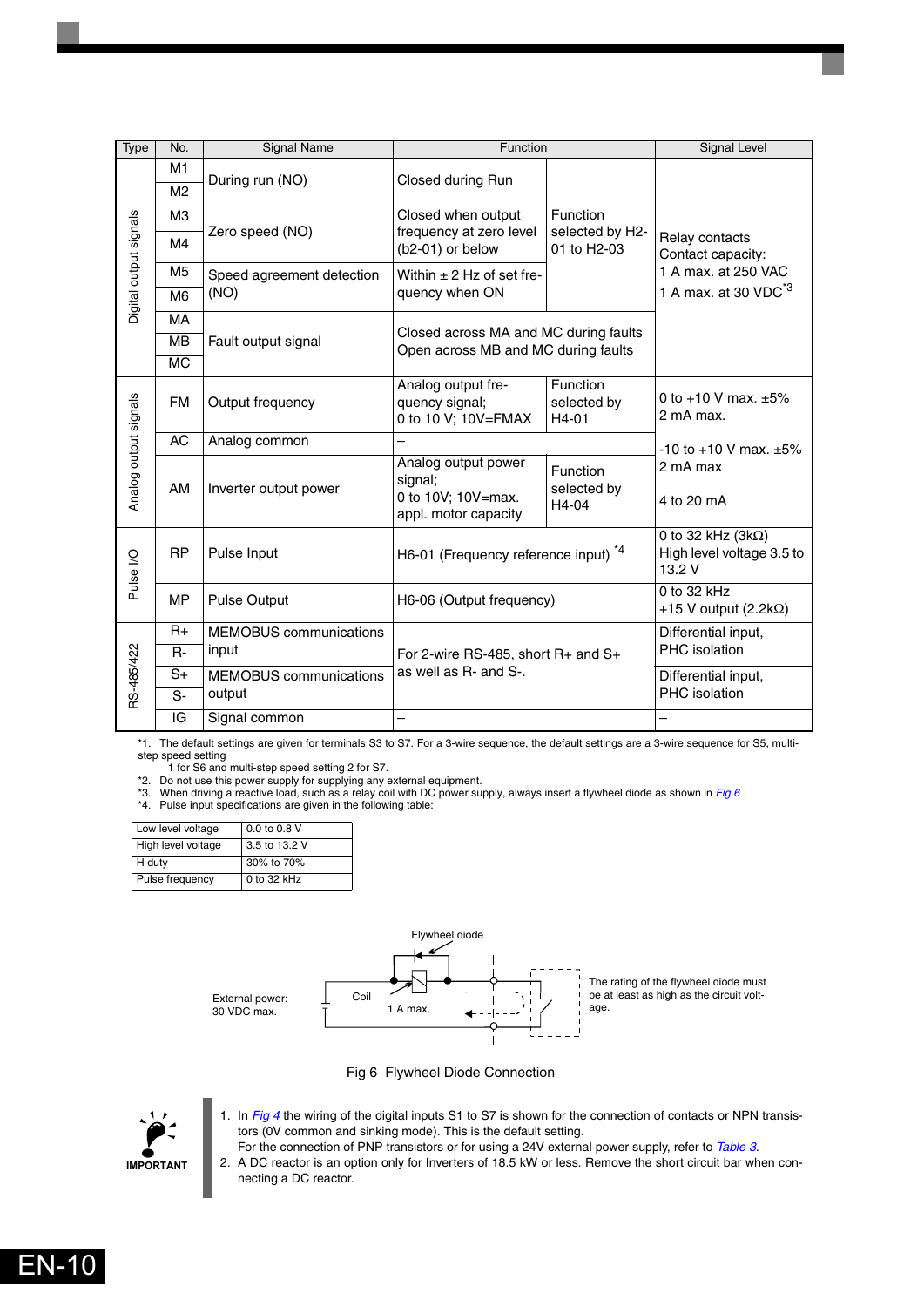| Type | No. | Signal Name | Function | | Signal Level |
|---|---|---|---|---|---|
| Digital output signals | M1 | During run (NO) | Closed during Run | Function selected by H2-01 to H2-03 | Relay contacts Contact capacity: 1 A max. at 250 VAC 1 A max. at 30 VDC[*3] |
| | M2 | | | | |
| | M3 | Zero speed (NO) | Closed when output frequency at zero level (b2-01) or below | | |
| | M4 | | | | |
| | M5 | Speed agreement detection (NO) | Within ± 2 Hz of set frequency when ON | | |
| | M6 | | | | |
| | MA | Fault output signal | Closed across MA and MC during faults Open across MB and MC during faults | | |
| | MB | | | | |
| | MC | | | | |
| Analog output signals | FM | Output frequency | Analog output frequency signal; 0 to 10 V; 10V=FMAX | Function selected by H4-01 | 0 to +10 V max. ±5% 2 mA max. |
| | AC | Analog common | – | | -10 to +10 V max. ±5% 2 mA max 4 to 20 mA |
| | AM | Inverter output power | Analog output power signal; 0 to 10V; 10V=max. appl. motor capacity | Function selected by H4-04 | |
| Pulse I/O | RP | Pulse Input | H6-01 (Frequency reference input) [*4] | | 0 to 32 kHz (3kΩ) High level voltage 3.5 to 13.2 V |
| | MP | Pulse Output | H6-06 (Output frequency) | | 0 to 32 kHz +15 V output (2.2kΩ) |
| RS-485/422 | R+ | MEMOBUS communications input | For 2-wire RS-485, short R+ and S+ as well as R- and S-. | | Differential input, PHC isolation |
| | R- | | | | |
| | S+ | MEMOBUS communications output | | | Differential input, PHC isolation |
| | S- | | | | |
| | IG | Signal common | – | | – |

*1. The default settings are given for terminals S3 to S7. For a 3-wire sequence, the default settings are a 3-wire sequence for S5, multi-step speed setting 1 for S6 and multi-step speed setting 2 for S7.
*2. Do not use this power supply for supplying any external equipment.
*3. When driving a reactive load, such as a relay coil with DC power supply, always insert a flywheel diode as shown in *Fig 6*
*4. Pulse input specifications are given in the following table:

| | |
|---|---|
| Low level voltage | 0.0 to 0.8 V |
| High level voltage | 3.5 to 13.2 V |
| H duty | 30% to 70% |
| Pulse frequency | 0 to 32 kHz |

Flywheel diode

External power: 30 VDC max.

Coil

1 A max.

The rating of the flywheel diode must be at least as high as the circuit voltage.

Fig 6 Flywheel Diode Connection

**IMPORTANT**

1. In *Fig 4* the wiring of the digital inputs S1 to S7 is shown for the connection of contacts or NPN transistors (0V common and sinking mode). This is the default setting. For the connection of PNP transistors or for using a 24V external power supply, refer to *Table 3*.
2. A DC reactor is an option only for Inverters of 18.5 kW or less. Remove the short circuit bar when connecting a DC reactor.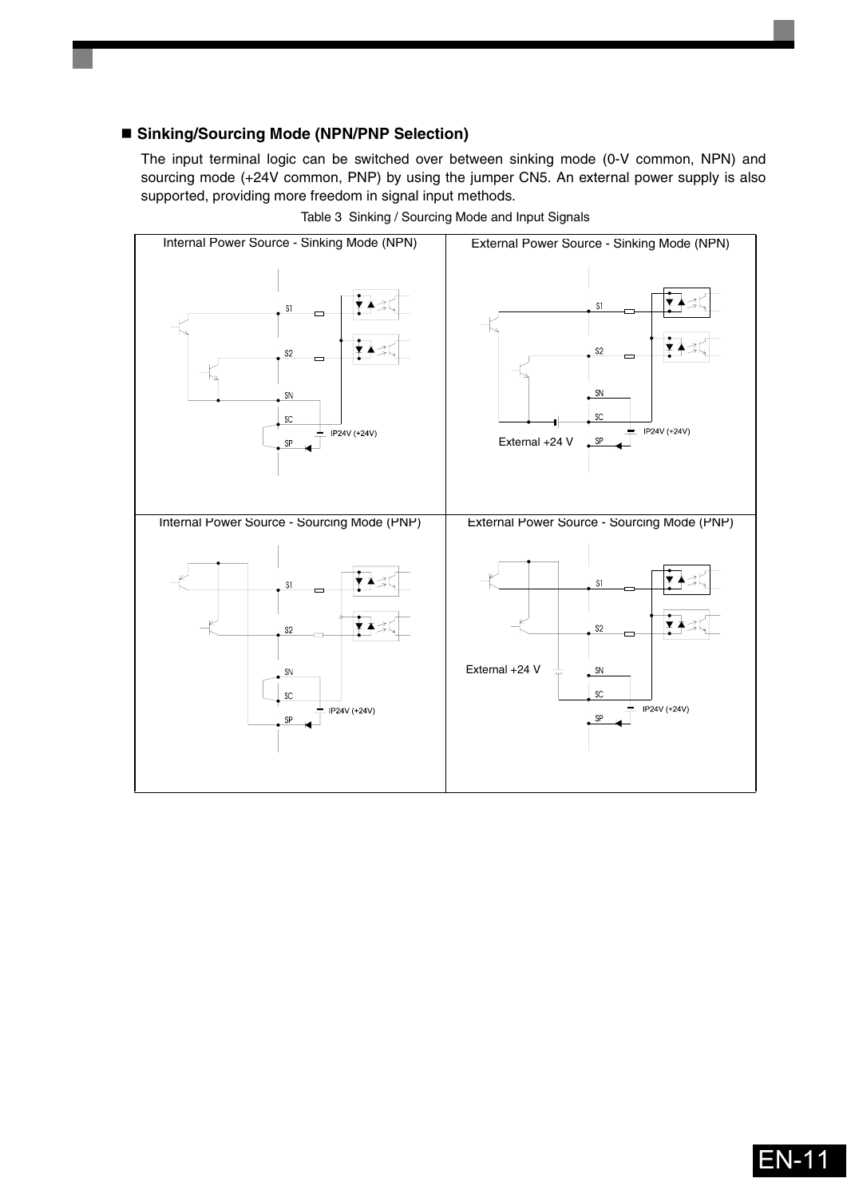## ■ Sinking/Sourcing Mode (NPN/PNP Selection)

The input terminal logic can be switched over between sinking mode (0-V common, NPN) and sourcing mode (+24V common, PNP) by using the jumper CN5. An external power supply is also supported, providing more freedom in signal input methods.

Table 3 Sinking / Sourcing Mode and Input Signals

| Internal Power Source - Sinking Mode (NPN) | External Power Source - Sinking Mode (NPN) |
| --- | --- |
| S1, S2, SN, SC, SP, IP24V (+24V) | S1, S2, SN, SC, SP, IP24V (+24V), External +24 V |
| **Internal Power Source - Sourcing Mode (PNP)** | **External Power Source - Sourcing Mode (PNP)** |
| S1, S2, SN, SC, SP, IP24V (+24V) | S1, S2, SN, SC, SP, IP24V (+24V), External +24 V |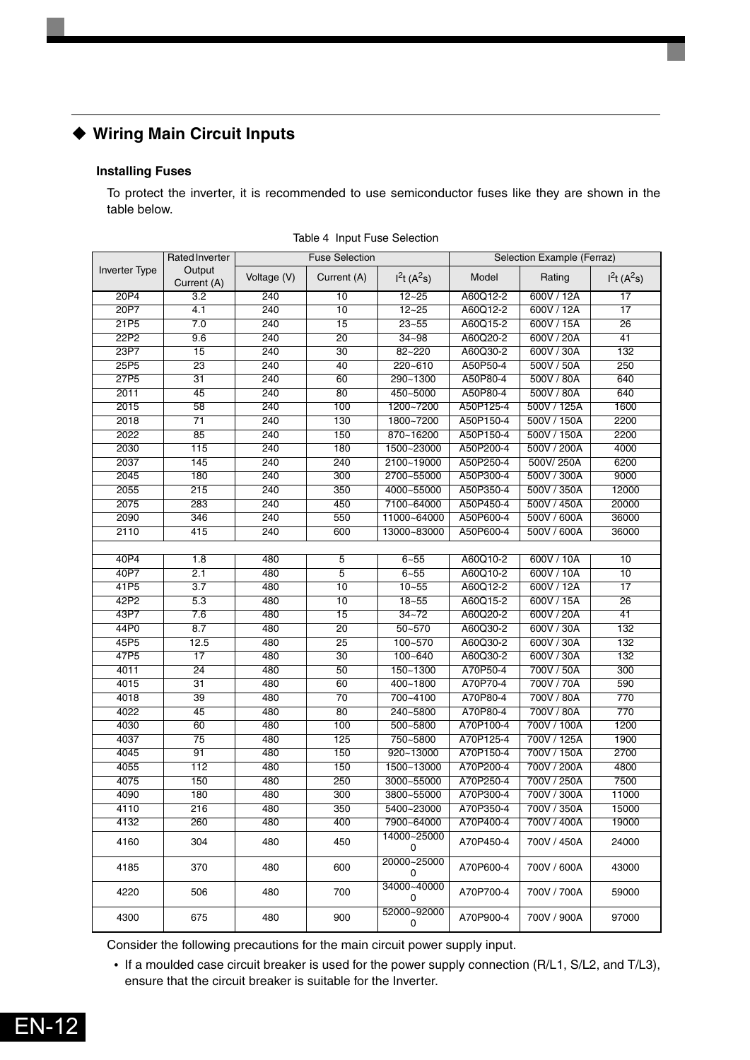## ◆ Wiring Main Circuit Inputs

### Installing Fuses

To protect the inverter, it is recommended to use semiconductor fuses like they are shown in the table below.

Table 4 Input Fuse Selection

| Inverter Type | Rated Inverter Output Current (A) | Fuse Selection | | | Selection Example (Ferraz) | | |
|---|---|---|---|---|---|---|---|
| | | Voltage (V) | Current (A) | $I^2t$ ($A^2s$) | Model | Rating | $I^2t$ ($A^2s$) |
| 20P4 | 3.2 | 240 | 10 | 12~25 | A60Q12-2 | 600V / 12A | 17 |
| 20P7 | 4.1 | 240 | 10 | 12~25 | A60Q12-2 | 600V / 12A | 17 |
| 21P5 | 7.0 | 240 | 15 | 23~55 | A60Q15-2 | 600V / 15A | 26 |
| 22P2 | 9.6 | 240 | 20 | 34~98 | A60Q20-2 | 600V / 20A | 41 |
| 23P7 | 15 | 240 | 30 | 82~220 | A60Q30-2 | 600V / 30A | 132 |
| 25P5 | 23 | 240 | 40 | 220~610 | A50P50-4 | 500V / 50A | 250 |
| 27P5 | 31 | 240 | 60 | 290~1300 | A50P80-4 | 500V / 80A | 640 |
| 2011 | 45 | 240 | 80 | 450~5000 | A50P80-4 | 500V / 80A | 640 |
| 2015 | 58 | 240 | 100 | 1200~7200 | A50P125-4 | 500V / 125A | 1600 |
| 2018 | 71 | 240 | 130 | 1800~7200 | A50P150-4 | 500V / 150A | 2200 |
| 2022 | 85 | 240 | 150 | 870~16200 | A50P150-4 | 500V / 150A | 2200 |
| 2030 | 115 | 240 | 180 | 1500~23000 | A50P200-4 | 500V / 200A | 4000 |
| 2037 | 145 | 240 | 240 | 2100~19000 | A50P250-4 | 500V/ 250A | 6200 |
| 2045 | 180 | 240 | 300 | 2700~55000 | A50P300-4 | 500V / 300A | 9000 |
| 2055 | 215 | 240 | 350 | 4000~55000 | A50P350-4 | 500V / 350A | 12000 |
| 2075 | 283 | 240 | 450 | 7100~64000 | A50P450-4 | 500V / 450A | 20000 |
| 2090 | 346 | 240 | 550 | 11000~64000 | A50P600-4 | 500V / 600A | 36000 |
| 2110 | 415 | 240 | 600 | 13000~83000 | A50P600-4 | 500V / 600A | 36000 |
| | | | | | | | |
| 40P4 | 1.8 | 480 | 5 | 6~55 | A60Q10-2 | 600V / 10A | 10 |
| 40P7 | 2.1 | 480 | 5 | 6~55 | A60Q10-2 | 600V / 10A | 10 |
| 41P5 | 3.7 | 480 | 10 | 10~55 | A60Q12-2 | 600V / 12A | 17 |
| 42P2 | 5.3 | 480 | 10 | 18~55 | A60Q15-2 | 600V / 15A | 26 |
| 43P7 | 7.6 | 480 | 15 | 34~72 | A60Q20-2 | 600V / 20A | 41 |
| 44P0 | 8.7 | 480 | 20 | 50~570 | A60Q30-2 | 600V / 30A | 132 |
| 45P5 | 12.5 | 480 | 25 | 100~570 | A60Q30-2 | 600V / 30A | 132 |
| 47P5 | 17 | 480 | 30 | 100~640 | A60Q30-2 | 600V / 30A | 132 |
| 4011 | 24 | 480 | 50 | 150~1300 | A70P50-4 | 700V / 50A | 300 |
| 4015 | 31 | 480 | 60 | 400~1800 | A70P70-4 | 700V / 70A | 590 |
| 4018 | 39 | 480 | 70 | 700~4100 | A70P80-4 | 700V / 80A | 770 |
| 4022 | 45 | 480 | 80 | 240~5800 | A70P80-4 | 700V / 80A | 770 |
| 4030 | 60 | 480 | 100 | 500~5800 | A70P100-4 | 700V / 100A | 1200 |
| 4037 | 75 | 480 | 125 | 750~5800 | A70P125-4 | 700V / 125A | 1900 |
| 4045 | 91 | 480 | 150 | 920~13000 | A70P150-4 | 700V / 150A | 2700 |
| 4055 | 112 | 480 | 150 | 1500~13000 | A70P200-4 | 700V / 200A | 4800 |
| 4075 | 150 | 480 | 250 | 3000~55000 | A70P250-4 | 700V / 250A | 7500 |
| 4090 | 180 | 480 | 300 | 3800~55000 | A70P300-4 | 700V / 300A | 11000 |
| 4110 | 216 | 480 | 350 | 5400~23000 | A70P350-4 | 700V / 350A | 15000 |
| 4132 | 260 | 480 | 400 | 7900~64000 | A70P400-4 | 700V / 400A | 19000 |
| 4160 | 304 | 480 | 450 | 14000~250000 | A70P450-4 | 700V / 450A | 24000 |
| 4185 | 370 | 480 | 600 | 20000~250000 | A70P600-4 | 700V / 600A | 43000 |
| 4220 | 506 | 480 | 700 | 34000~400000 | A70P700-4 | 700V / 700A | 59000 |
| 4300 | 675 | 480 | 900 | 52000~920000 | A70P900-4 | 700V / 900A | 97000 |

Consider the following precautions for the main circuit power supply input.

- If a moulded case circuit breaker is used for the power supply connection (R/L1, S/L2, and T/L3), ensure that the circuit breaker is suitable for the Inverter.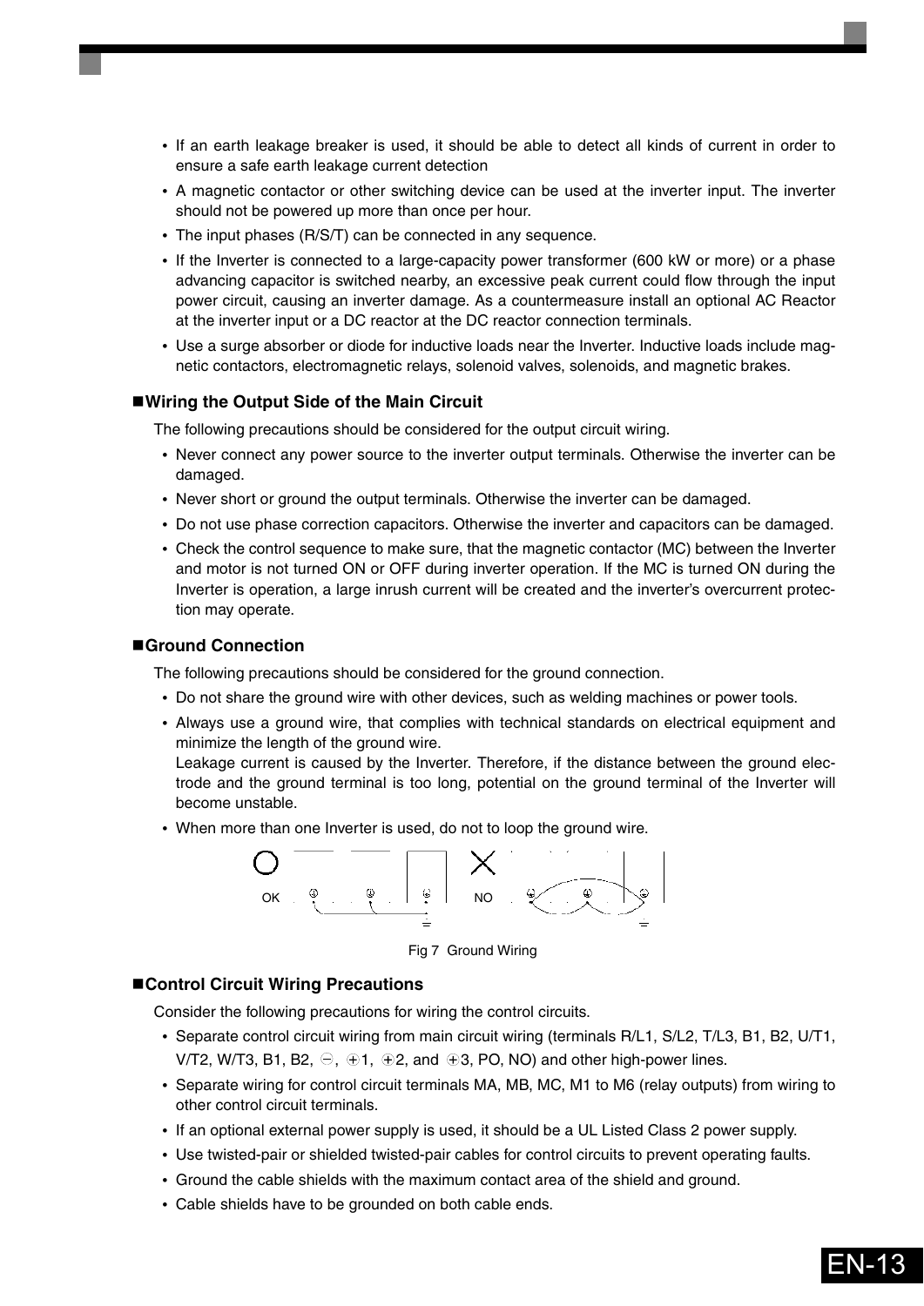- If an earth leakage breaker is used, it should be able to detect all kinds of current in order to ensure a safe earth leakage current detection
- A magnetic contactor or other switching device can be used at the inverter input. The inverter should not be powered up more than once per hour.
- The input phases (R/S/T) can be connected in any sequence.
- If the Inverter is connected to a large-capacity power transformer (600 kW or more) or a phase advancing capacitor is switched nearby, an excessive peak current could flow through the input power circuit, causing an inverter damage. As a countermeasure install an optional AC Reactor at the inverter input or a DC reactor at the DC reactor connection terminals.
- Use a surge absorber or diode for inductive loads near the Inverter. Inductive loads include magnetic contactors, electromagnetic relays, solenoid valves, solenoids, and magnetic brakes.

## ■Wiring the Output Side of the Main Circuit

The following precautions should be considered for the output circuit wiring.

- Never connect any power source to the inverter output terminals. Otherwise the inverter can be damaged.
- Never short or ground the output terminals. Otherwise the inverter can be damaged.
- Do not use phase correction capacitors. Otherwise the inverter and capacitors can be damaged.
- Check the control sequence to make sure, that the magnetic contactor (MC) between the Inverter and motor is not turned ON or OFF during inverter operation. If the MC is turned ON during the Inverter is operation, a large inrush current will be created and the inverter's overcurrent protection may operate.

## ■Ground Connection

The following precautions should be considered for the ground connection.

- Do not share the ground wire with other devices, such as welding machines or power tools.
- Always use a ground wire, that complies with technical standards on electrical equipment and minimize the length of the ground wire.
  Leakage current is caused by the Inverter. Therefore, if the distance between the ground electrode and the ground terminal is too long, potential on the ground terminal of the Inverter will become unstable.
- When more than one Inverter is used, do not to loop the ground wire.

OK NO

Fig 7 Ground Wiring

## ■Control Circuit Wiring Precautions

Consider the following precautions for wiring the control circuits.

- Separate control circuit wiring from main circuit wiring (terminals R/L1, S/L2, T/L3, B1, B2, U/T1, V/T2, W/T3, B1, B2, ⊖, ⊕1, ⊕2, and ⊕3, PO, NO) and other high-power lines.
- Separate wiring for control circuit terminals MA, MB, MC, M1 to M6 (relay outputs) from wiring to other control circuit terminals.
- If an optional external power supply is used, it should be a UL Listed Class 2 power supply.
- Use twisted-pair or shielded twisted-pair cables for control circuits to prevent operating faults.
- Ground the cable shields with the maximum contact area of the shield and ground.
- Cable shields have to be grounded on both cable ends.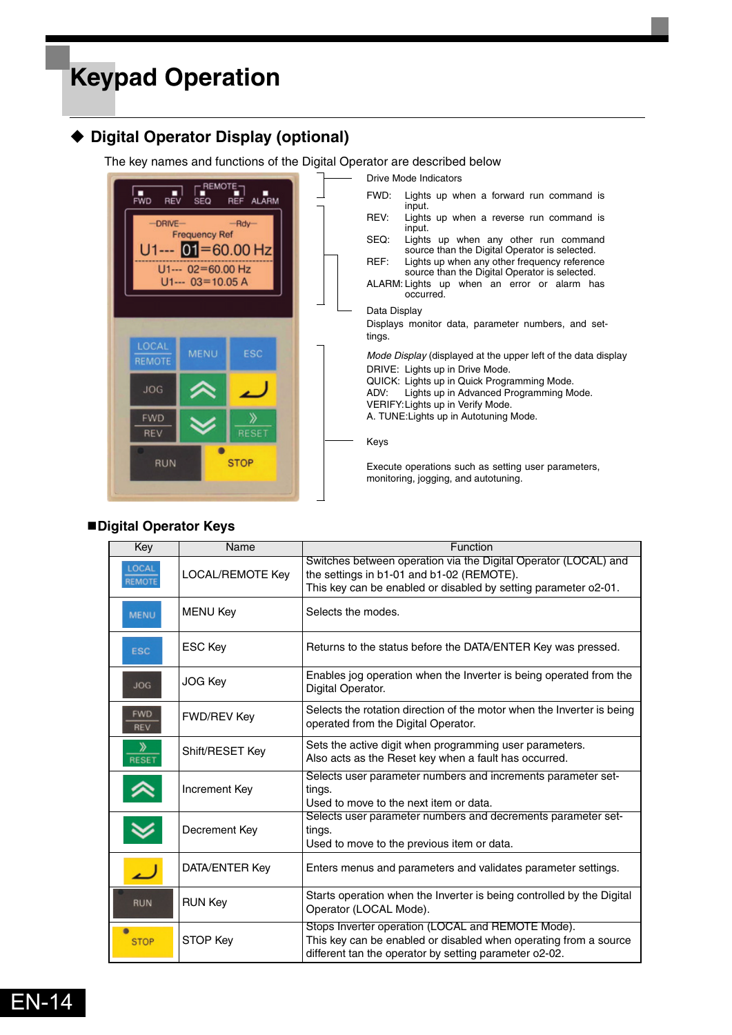# Keypad Operation

## ◆ Digital Operator Display (optional)

The key names and functions of the Digital Operator are described below

Drive Mode Indicators

FWD: Lights up when a forward run command is input.

REV: Lights up when a reverse run command is input.

SEQ: Lights up when any other run command source than the Digital Operator is selected.

REF: Lights up when any other frequency reference source than the Digital Operator is selected.

ALARM: Lights up when an error or alarm has occurred.

Data Display

Displays monitor data, parameter numbers, and settings.

*Mode Display* (displayed at the upper left of the data display

DRIVE: Lights up in Drive Mode.
QUICK: Lights up in Quick Programming Mode.
ADV: Lights up in Advanced Programming Mode.
VERIFY: Lights up in Verify Mode.
A. TUNE: Lights up in Autotuning Mode.

Keys

Execute operations such as setting user parameters, monitoring, jogging, and autotuning.

### ■Digital Operator Keys

| Key | Name | Function |
|---|---|---|
| LOCAL REMOTE | LOCAL/REMOTE Key | Switches between operation via the Digital Operator (LOCAL) and the settings in b1-01 and b1-02 (REMOTE). This key can be enabled or disabled by setting parameter o2-01. |
| MENU | MENU Key | Selects the modes. |
| ESC | ESC Key | Returns to the status before the DATA/ENTER Key was pressed. |
| JOG | JOG Key | Enables jog operation when the Inverter is being operated from the Digital Operator. |
| FWD REV | FWD/REV Key | Selects the rotation direction of the motor when the Inverter is being operated from the Digital Operator. |
| » RESET | Shift/RESET Key | Sets the active digit when programming user parameters. Also acts as the Reset key when a fault has occurred. |
| ⏶ | Increment Key | Selects user parameter numbers and increments parameter settings. Used to move to the next item or data. |
| ⏷ | Decrement Key | Selects user parameter numbers and decrements parameter settings. Used to move to the previous item or data. |
| ↵ | DATA/ENTER Key | Enters menus and parameters and validates parameter settings. |
| RUN | RUN Key | Starts operation when the Inverter is being controlled by the Digital Operator (LOCAL Mode). |
| STOP | STOP Key | Stops Inverter operation (LOCAL and REMOTE Mode). This key can be enabled or disabled when operating from a source different tan the operator by setting parameter o2-02. |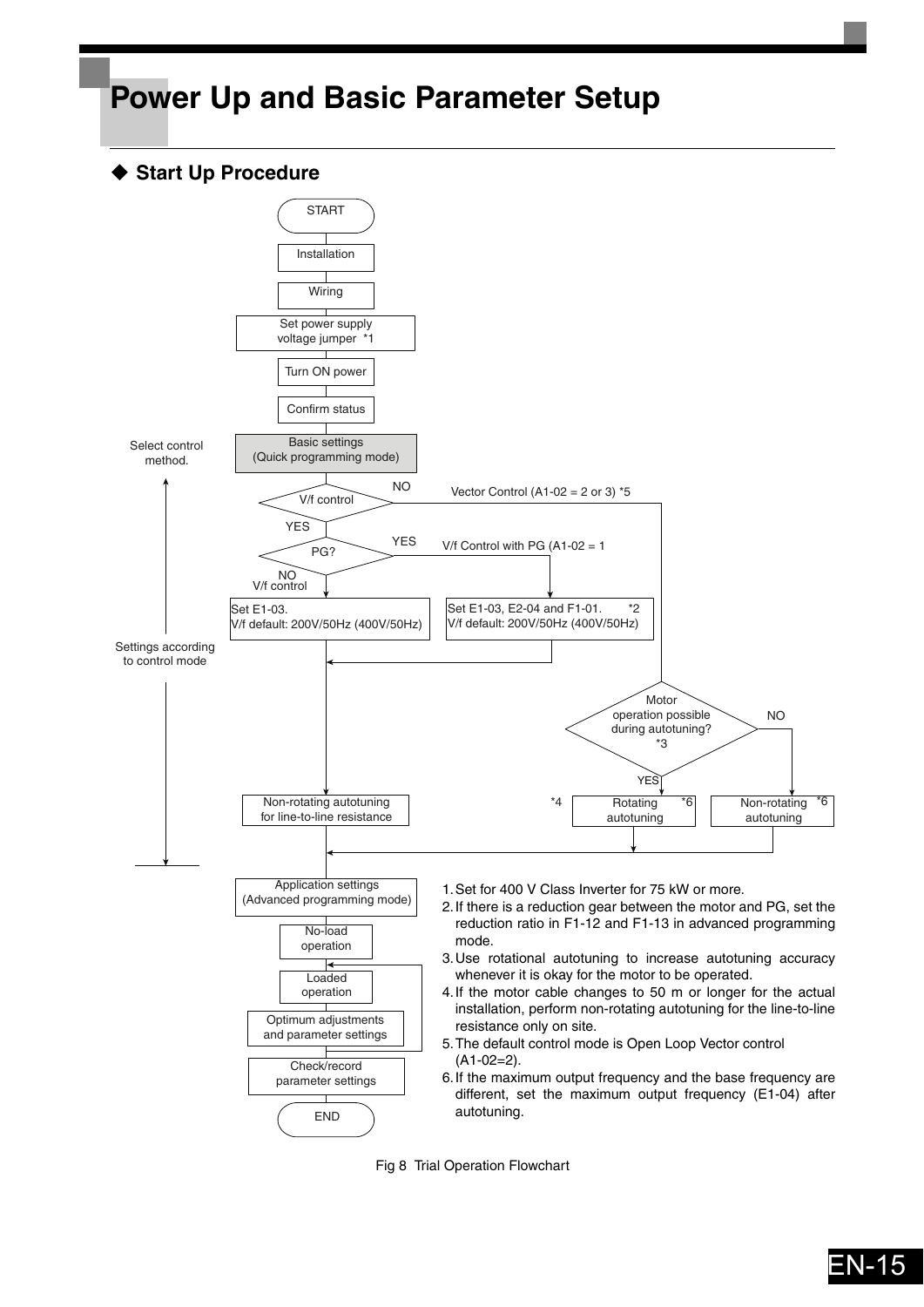# Power Up and Basic Parameter Setup

## ◆ Start Up Procedure

START

Installation

Wiring

Set power supply voltage jumper *1

Turn ON power

Confirm status

Select control method.

Basic settings (Quick programming mode)

V/f control — NO → Vector Control (A1-02 = 2 or 3) *5

YES

PG? — YES → V/f Control with PG (A1-02 = 1

NO V/f control

Set E1-03. V/f default: 200V/50Hz (400V/50Hz)

Set E1-03, E2-04 and F1-01. *2 V/f default: 200V/50Hz (400V/50Hz)

Settings according to control mode

Motor operation possible during autotuning? *3 — YES / NO

Non-rotating autotuning for line-to-line resistance

*4 Rotating autotuning *6

Non-rotating autotuning *6

Application settings (Advanced programming mode)

No-load operation

Loaded operation

Optimum adjustments and parameter settings

Check/record parameter settings

END

1. Set for 400 V Class Inverter for 75 kW or more.
2. If there is a reduction gear between the motor and PG, set the reduction ratio in F1-12 and F1-13 in advanced programming mode.
3. Use rotational autotuning to increase autotuning accuracy whenever it is okay for the motor to be operated.
4. If the motor cable changes to 50 m or longer for the actual installation, perform non-rotating autotuning for the line-to-line resistance only on site.
5. The default control mode is Open Loop Vector control (A1-02=2).
6. If the maximum output frequency and the base frequency are different, set the maximum output frequency (E1-04) after autotuning.

Fig 8 Trial Operation Flowchart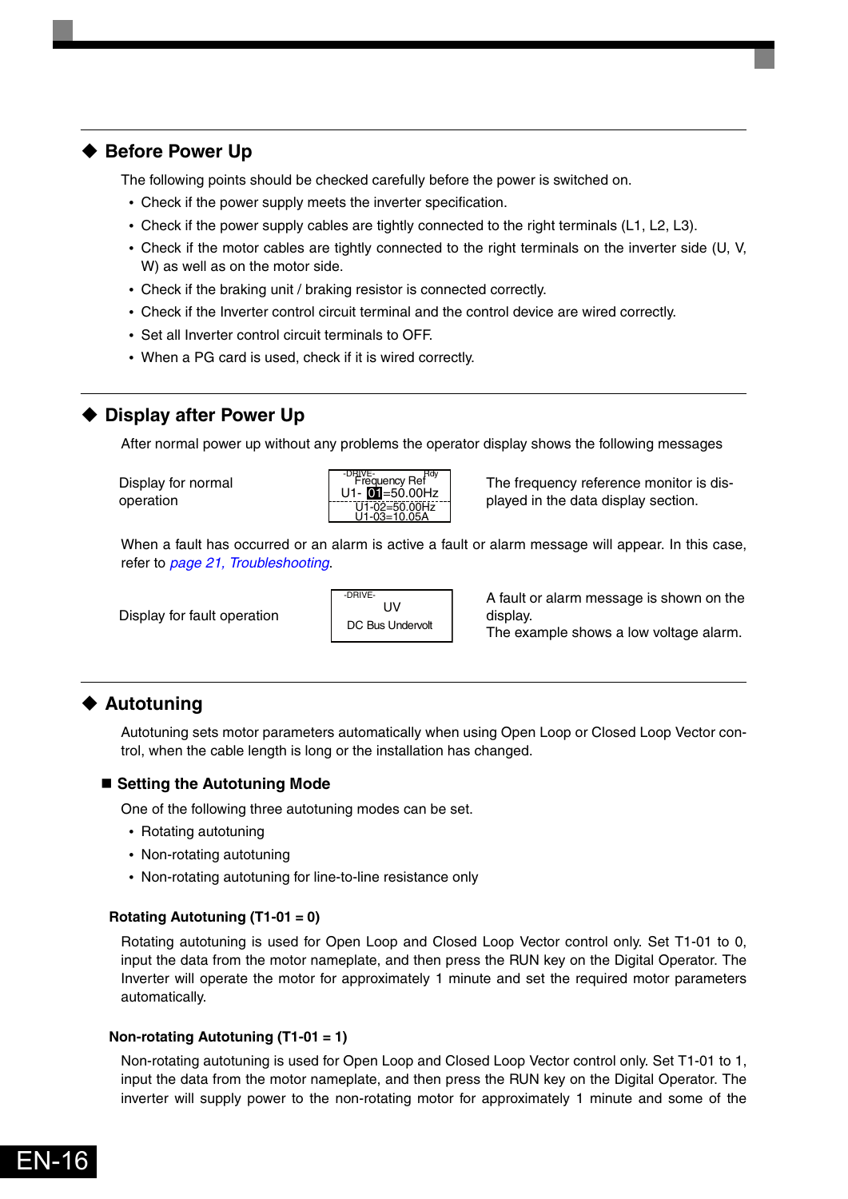## ◆ Before Power Up

The following points should be checked carefully before the power is switched on.

- Check if the power supply meets the inverter specification.
- Check if the power supply cables are tightly connected to the right terminals (L1, L2, L3).
- Check if the motor cables are tightly connected to the right terminals on the inverter side (U, V, W) as well as on the motor side.
- Check if the braking unit / braking resistor is connected correctly.
- Check if the Inverter control circuit terminal and the control device are wired correctly.
- Set all Inverter control circuit terminals to OFF.
- When a PG card is used, check if it is wired correctly.

## ◆ Display after Power Up

After normal power up without any problems the operator display shows the following messages

| Display for normal operation | -DRIVE- Rdy<br>Frequency Ref<br>U1- 01=50.00Hz<br>U1-02=50.00Hz<br>U1-03=10.05A | The frequency reference monitor is displayed in the data display section. |
|---|---|---|

When a fault has occurred or an alarm is active a fault or alarm message will appear. In this case, refer to *page 21, Troubleshooting*.

| Display for fault operation | -DRIVE-<br>UV<br>DC Bus Undervolt | A fault or alarm message is shown on the display.<br>The example shows a low voltage alarm. |
|---|---|---|

## ◆ Autotuning

Autotuning sets motor parameters automatically when using Open Loop or Closed Loop Vector control, when the cable length is long or the installation has changed.

### ■ Setting the Autotuning Mode

One of the following three autotuning modes can be set.

- Rotating autotuning
- Non-rotating autotuning
- Non-rotating autotuning for line-to-line resistance only

**Rotating Autotuning (T1-01 = 0)**

Rotating autotuning is used for Open Loop and Closed Loop Vector control only. Set T1-01 to 0, input the data from the motor nameplate, and then press the RUN key on the Digital Operator. The Inverter will operate the motor for approximately 1 minute and set the required motor parameters automatically.

**Non-rotating Autotuning (T1-01 = 1)**

Non-rotating autotuning is used for Open Loop and Closed Loop Vector control only. Set T1-01 to 1, input the data from the motor nameplate, and then press the RUN key on the Digital Operator. The inverter will supply power to the non-rotating motor for approximately 1 minute and some of the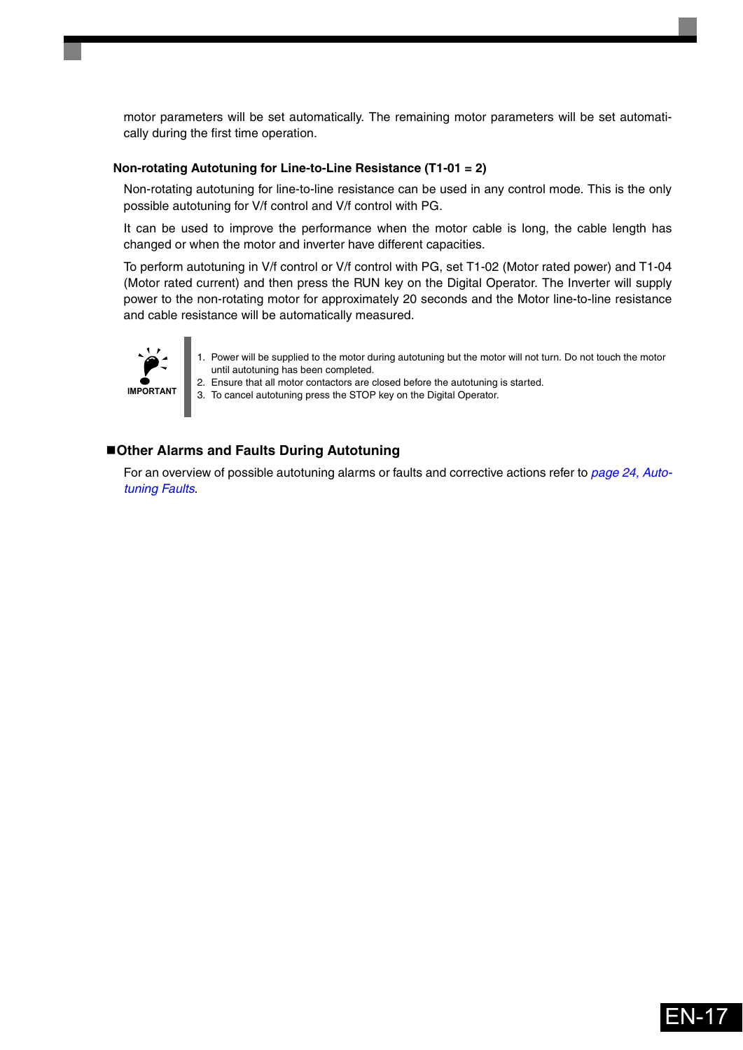motor parameters will be set automatically. The remaining motor parameters will be set automatically during the first time operation.

### Non-rotating Autotuning for Line-to-Line Resistance (T1-01 = 2)

Non-rotating autotuning for line-to-line resistance can be used in any control mode. This is the only possible autotuning for V/f control and V/f control with PG.

It can be used to improve the performance when the motor cable is long, the cable length has changed or when the motor and inverter have different capacities.

To perform autotuning in V/f control or V/f control with PG, set T1-02 (Motor rated power) and T1-04 (Motor rated current) and then press the RUN key on the Digital Operator. The Inverter will supply power to the non-rotating motor for approximately 20 seconds and the Motor line-to-line resistance and cable resistance will be automatically measured.

**IMPORTANT**

1. Power will be supplied to the motor during autotuning but the motor will not turn. Do not touch the motor until autotuning has been completed.
2. Ensure that all motor contactors are closed before the autotuning is started.
3. To cancel autotuning press the STOP key on the Digital Operator.

## ■Other Alarms and Faults During Autotuning

For an overview of possible autotuning alarms or faults and corrective actions refer to *page 24, Autotuning Faults*.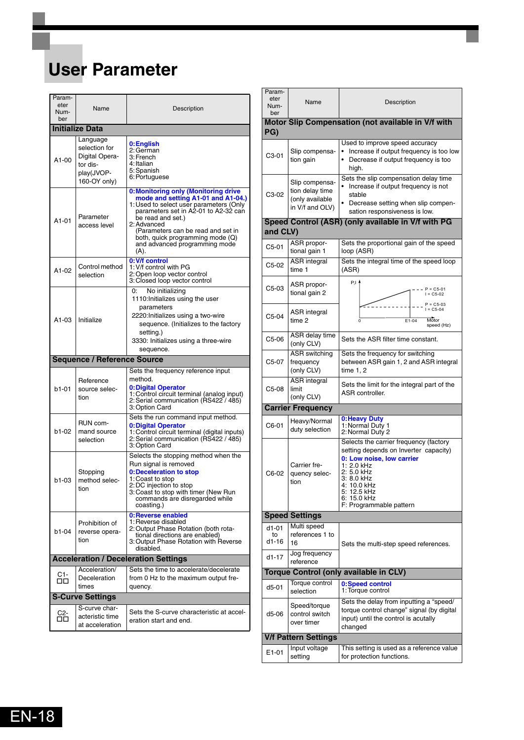# User Parameter

| Parameter Number | Name | Description |
|---|---|---|
| **Initialize Data** | | |
| A1-00 | Language selection for Digital Operator display(JVOP-160-OY only) | **0: English**<br>2: German<br>3: French<br>4: Italian<br>5: Spanish<br>6: Portuguese |
| A1-01 | Parameter access level | **0: Monitoring only (Monitoring drive mode and setting A1-01 and A1-04.)**<br>1: Used to select user parameters (Only parameters set in A2-01 to A2-32 can be read and set.)<br>2: Advanced (Parameters can be read and set in both, quick programming mode (Q) and advanced programming mode (A). |
| A1-02 | Control method selection | **0: V/f control**<br>1: V/f control with PG<br>2: Open loop vector control<br>3: Closed loop vector control |
| A1-03 | Initialize | 0: No initializing<br>1110: Initializes using the user parameters<br>2220: Initializes using a two-wire sequence. (Initializes to the factory setting.)<br>3330: Initializes using a three-wire sequence. |
| **Sequence / Reference Source** | | |
| b1-01 | Reference source selection | Sets the frequency reference input method.<br>**0: Digital Operator**<br>1: Control circuit terminal (analog input)<br>2: Serial communication (RS422 / 485)<br>3: Option Card |
| b1-02 | RUN command source selection | Sets the run command input method.<br>**0: Digital Operator**<br>1: Control circuit terminal (digital inputs)<br>2: Serial communication (RS422 / 485)<br>3: Option Card |
| b1-03 | Stopping method selection | Selects the stopping method when the Run signal is removed<br>**0: Deceleration to stop**<br>1: Coast to stop<br>2: DC injection to stop<br>3: Coast to stop with timer (New Run commands are disregarded while coasting.) |
| b1-04 | Prohibition of reverse operation | **0: Reverse enabled**<br>1: Reverse disabled<br>2: Output Phase Rotation (both rotational directions are enabled)<br>3: Output Phase Rotation with Reverse disabled. |
| **Acceleration / Deceleration Settings** | | |
| C1-□□ | Acceleration/ Deceleration times | Sets the time to accelerate/decelerate from 0 Hz to the maximum output frequency. |
| **S-Curve Settings** | | |
| C2-□□ | S-curve characteristic time at acceleration | Sets the S-curve characteristic at acceleration start and end. |
| **Motor Slip Compensation (not available in V/f with PG)** | | |
| C3-01 | Slip compensation gain | Used to improve speed accuracy<br>• Increase if output frequency is too low<br>• Decrease if output frequency is too high. |
| C3-02 | Slip compensation delay time (only available in V/f and OLV) | Sets the slip compensation delay time<br>• Increase if output frequency is not stable<br>• Decrease setting when slip compensation responsiveness is low. |
| **Speed Control (ASR) (only available in V/f with PG and CLV)** | | |
| C5-01 | ASR proportional gain 1 | Sets the proportional gain of the speed loop (ASR) |
| C5-02 | ASR integral time 1 | Sets the integral time of the speed loop (ASR) |
| C5-03 | ASR proportional gain 2 | (Graph: P,I vs. Motor speed (Hz); P = C5-01, I = C5-02 at 0; P = C5-03, I = C5-04 at E1-04) |
| C5-04 | ASR integral time 2 | |
| C5-06 | ASR delay time (only CLV) | Sets the ASR filter time constant. |
| C5-07 | ASR switching frequency (only CLV) | Sets the frequency for switching between ASR gain 1, 2 and ASR integral time 1, 2 |
| C5-08 | ASR integral limit (only CLV) | Sets the limit for the integral part of the ASR controller. |
| **Carrier Frequency** | | |
| C6-01 | Heavy/Normal duty selection | **0: Heavy Duty**<br>1: Normal Duty 1<br>2: Normal Duty 2 |
| C6-02 | Carrier frequency selection | Selects the carrier frequency (factory setting depends on Inverter capacity)<br>**0: Low noise, low carrier**<br>1: 2.0 kHz<br>2: 5.0 kHz<br>3: 8.0 kHz<br>4: 10.0 kHz<br>5: 12.5 kHz<br>6: 15.0 kHz<br>F: Programmable pattern |
| **Speed Settings** | | |
| d1-01 to d1-16 | Multi speed references 1 to 16 | Sets the multi-step speed references. |
| d1-17 | Jog frequency reference | |
| **Torque Control (only available in CLV)** | | |
| d5-01 | Torque control selection | **0: Speed control**<br>1: Torque control |
| d5-06 | Speed/torque control switch over timer | Sets the delay from inputting a "speed/ torque control change" signal (by digital input) until the control is acutally changed |
| **V/f Pattern Settings** | | |
| E1-01 | Input voltage setting | This setting is used as a reference value for protection functions. |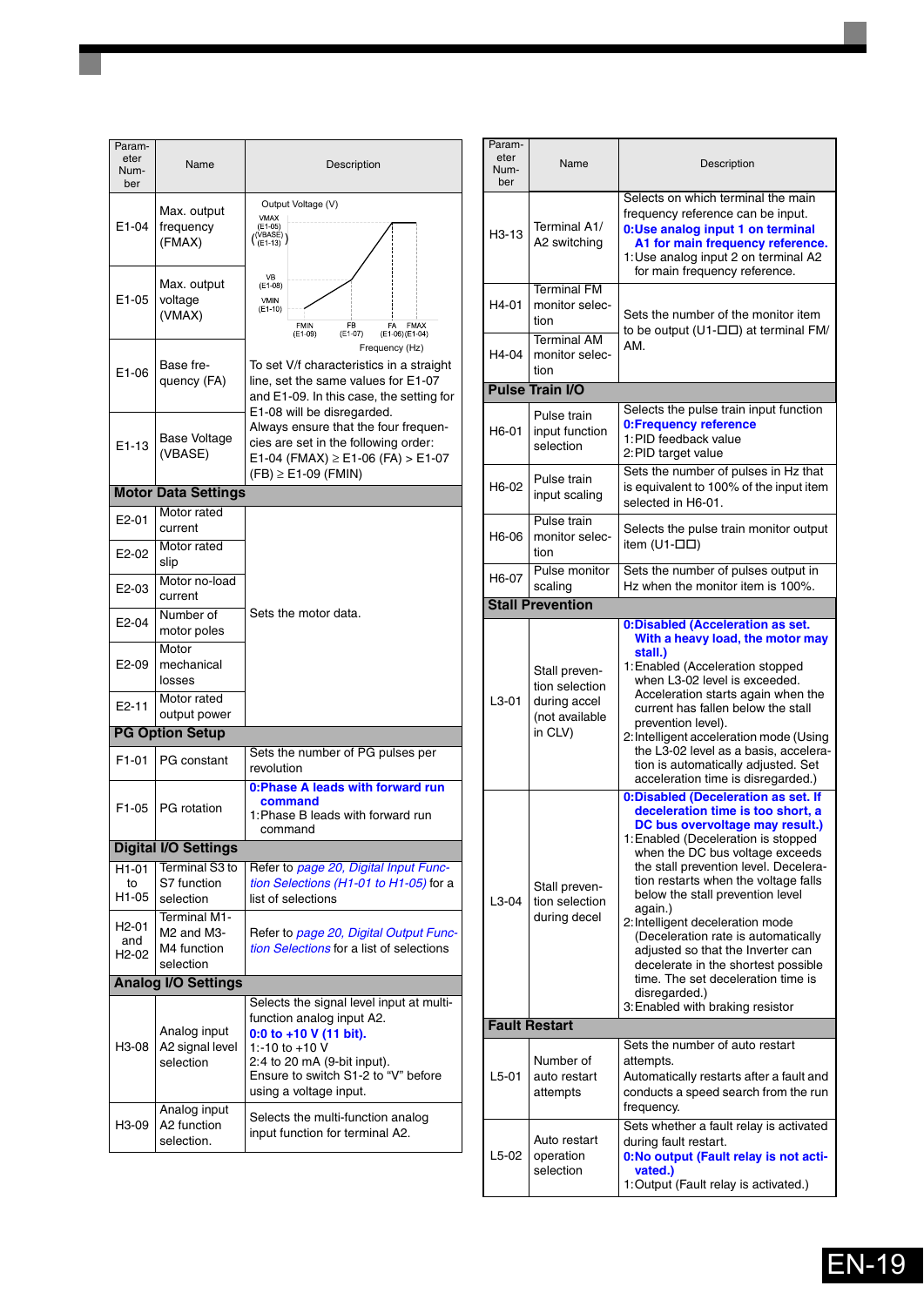| Parameter Number | Name | Description |
|---|---|---|
| E1-04 | Max. output frequency (FMAX) | Output Voltage (V) graph: VMAX (E1-05) (VBASE) (E1-13), VB (E1-08), VMIN (E1-10); FMIN (E1-09), FB (E1-07), FA (E1-06), FMAX (E1-04); Frequency (Hz) |
| E1-05 | Max. output voltage (VMAX) | |
| E1-06 | Base frequency (FA) | To set V/f characteristics in a straight line, set the same values for E1-07 and E1-09. In this case, the setting for E1-08 will be disregarded. Always ensure that the four frequencies are set in the following order: E1-04 (FMAX) ≥ E1-06 (FA) > E1-07 (FB) ≥ E1-09 (FMIN) |
| E1-13 | Base Voltage (VBASE) | |
| **Motor Data Settings** | | |
| E2-01 | Motor rated current | Sets the motor data. |
| E2-02 | Motor rated slip | |
| E2-03 | Motor no-load current | |
| E2-04 | Number of motor poles | |
| E2-09 | Motor mechanical losses | |
| E2-11 | Motor rated output power | |
| **PG Option Setup** | | |
| F1-01 | PG constant | Sets the number of PG pulses per revolution |
| F1-05 | PG rotation | **0:Phase A leads with forward run command**<br>1:Phase B leads with forward run command |
| **Digital I/O Settings** | | |
| H1-01 to H1-05 | Terminal S3 to S7 function selection | Refer to *page 20, Digital Input Function Selections (H1-01 to H1-05)* for a list of selections |
| H2-01 and H2-02 | Terminal M1-M2 and M3-M4 function selection | Refer to *page 20, Digital Output Function Selections* for a list of selections |
| **Analog I/O Settings** | | |
| H3-08 | Analog input A2 signal level selection | Selects the signal level input at multi-function analog input A2.<br>**0:0 to +10 V (11 bit).**<br>1:-10 to +10 V<br>2:4 to 20 mA (9-bit input).<br>Ensure to switch S1-2 to "V" before using a voltage input. |
| H3-09 | Analog input A2 function selection. | Selects the multi-function analog input function for terminal A2. |
| H3-13 | Terminal A1/A2 switching | Selects on which terminal the main frequency reference can be input.<br>**0:Use analog input 1 on terminal A1 for main frequency reference.**<br>1:Use analog input 2 on terminal A2 for main frequency reference. |
| H4-01 | Terminal FM monitor selection | Sets the number of the monitor item to be output (U1-□□) at terminal FM/AM. |
| H4-04 | Terminal AM monitor selection | |
| **Pulse Train I/O** | | |
| H6-01 | Pulse train input function selection | Selects the pulse train input function<br>**0:Frequency reference**<br>1:PID feedback value<br>2:PID target value |
| H6-02 | Pulse train input scaling | Sets the number of pulses in Hz that is equivalent to 100% of the input item selected in H6-01. |
| H6-06 | Pulse train monitor selection | Selects the pulse train monitor output item (U1-□□) |
| H6-07 | Pulse monitor scaling | Sets the number of pulses output in Hz when the monitor item is 100%. |
| **Stall Prevention** | | |
| L3-01 | Stall prevention selection during accel (not available in CLV) | **0:Disabled (Acceleration as set. With a heavy load, the motor may stall.)**<br>1:Enabled (Acceleration stopped when L3-02 level is exceeded. Acceleration starts again when the current has fallen below the stall prevention level).<br>2:Intelligent acceleration mode (Using the L3-02 level as a basis, acceleration is automatically adjusted. Set acceleration time is disregarded.) |
| L3-04 | Stall prevention selection during decel | **0:Disabled (Deceleration as set. If deceleration time is too short, a DC bus overvoltage may result.)**<br>1:Enabled (Deceleration is stopped when the DC bus voltage exceeds the stall prevention level. Deceleration restarts when the voltage falls below the stall prevention level again.)<br>2:Intelligent deceleration mode (Deceleration rate is automatically adjusted so that the Inverter can decelerate in the shortest possible time. The set deceleration time is disregarded.)<br>3:Enabled with braking resistor |
| **Fault Restart** | | |
| L5-01 | Number of auto restart attempts | Sets the number of auto restart attempts.<br>Automatically restarts after a fault and conducts a speed search from the run frequency. |
| L5-02 | Auto restart operation selection | Sets whether a fault relay is activated during fault restart.<br>**0:No output (Fault relay is not activated.)**<br>1:Output (Fault relay is activated.) |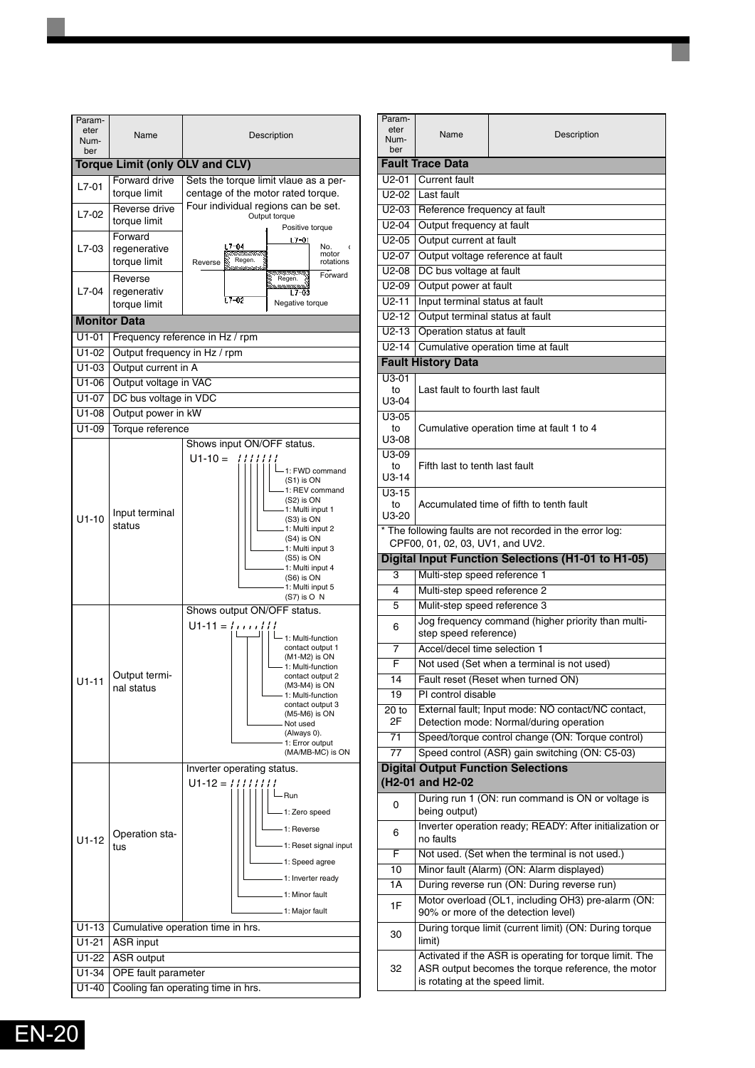| Parameter Number | Name | Description |
|---|---|---|
| **Torque Limit (only OLV and CLV)** | | |
| L7-01 | Forward drive torque limit | Sets the torque limit vlaue as a percentage of the motor rated torque. Four individual regions can be set. |
| L7-02 | Reverse drive torque limit | Output torque: Positive torque – L7-01, L7-04 (Regen.); Negative torque – L7-02, L7-03 (Regen.); Reverse / Forward; No. of motor rotations |
| L7-03 | Forward regenerative torque limit | |
| L7-04 | Reverse regenerativ torque limit | |
| **Monitor Data** | | |
| U1-01 | Frequency reference in Hz / rpm | |
| U1-02 | Output frequency in Hz / rpm | |
| U1-03 | Output current in A | |
| U1-06 | Output voltage in VAC | |
| U1-07 | DC bus voltage in VDC | |
| U1-08 | Output power in kW | |
| U1-09 | Torque reference | |
| U1-10 | Input terminal status | Shows input ON/OFF status. U1-10 = 1111111: 1: FWD command (S1) is ON; 1: REV command (S2) is ON; 1: Multi input 1 (S3) is ON; 1: Multi input 2 (S4) is ON; 1: Multi input 3 (S5) is ON; 1: Multi input 4 (S6) is ON; 1: Multi input 5 (S7) is ON |
| U1-11 | Output terminal status | Shows output ON/OFF status. U1-11 = 1111111: 1: Multi-function contact output 1 (M1-M2) is ON; 1: Multi-function contact output 2 (M3-M4) is ON; 1: Multi-function contact output 3 (M5-M6) is ON; Not used (Always 0).; 1: Error output (MA/MB-MC) is ON |
| U1-12 | Operation status | Inverter operating status. U1-12 = 11111111: Run; 1: Zero speed; 1: Reverse; 1: Reset signal input; 1: Speed agree; 1: Inverter ready; 1: Minor fault; 1: Major fault |
| U1-13 | Cumulative operation time in hrs. | |
| U1-21 | ASR input | |
| U1-22 | ASR output | |
| U1-34 | OPE fault parameter | |
| U1-40 | Cooling fan operating time in hrs. | |

| Parameter Number | Name | Description |
|---|---|---|
| **Fault Trace Data** | | |
| U2-01 | Current fault | |
| U2-02 | Last fault | |
| U2-03 | Reference frequency at fault | |
| U2-04 | Output frequency at fault | |
| U2-05 | Output current at fault | |
| U2-07 | Output voltage reference at fault | |
| U2-08 | DC bus voltage at fault | |
| U2-09 | Output power at fault | |
| U2-11 | Input terminal status at fault | |
| U2-12 | Output terminal status at fault | |
| U2-13 | Operation status at fault | |
| U2-14 | Cumulative operation time at fault | |
| **Fault History Data** | | |
| U3-01 to U3-04 | Last fault to fourth last fault | |
| U3-05 to U3-08 | Cumulative operation time at fault 1 to 4 | |
| U3-09 to U3-14 | Fifth last to tenth last fault | |
| U3-15 to U3-20 | Accumulated time of fifth to tenth fault | |
| * The following faults are not recorded in the error log: CPF00, 01, 02, 03, UV1, and UV2. | | |
| **Digital Input Function Selections (H1-01 to H1-05)** | | |
| 3 | Multi-step speed reference 1 | |
| 4 | Multi-step speed reference 2 | |
| 5 | Mulit-step speed reference 3 | |
| 6 | Jog frequency command (higher priority than multi-step speed reference) | |
| 7 | Accel/decel time selection 1 | |
| F | Not used (Set when a terminal is not used) | |
| 14 | Fault reset (Reset when turned ON) | |
| 19 | PI control disable | |
| 20 to 2F | External fault; Input mode: NO contact/NC contact, Detection mode: Normal/during operation | |
| 71 | Speed/torque control change (ON: Torque control) | |
| 77 | Speed control (ASR) gain switching (ON: C5-03) | |
| **Digital Output Function Selections (H2-01 and H2-02** | | |
| 0 | During run 1 (ON: run command is ON or voltage is being output) | |
| 6 | Inverter operation ready; READY: After initialization or no faults | |
| F | Not used. (Set when the terminal is not used.) | |
| 10 | Minor fault (Alarm) (ON: Alarm displayed) | |
| 1A | During reverse run (ON: During reverse run) | |
| 1F | Motor overload (OL1, including OH3) pre-alarm (ON: 90% or more of the detection level) | |
| 30 | During torque limit (current limit) (ON: During torque limit) | |
| 32 | Activated if the ASR is operating for torque limit. The ASR output becomes the torque reference, the motor is rotating at the speed limit. | |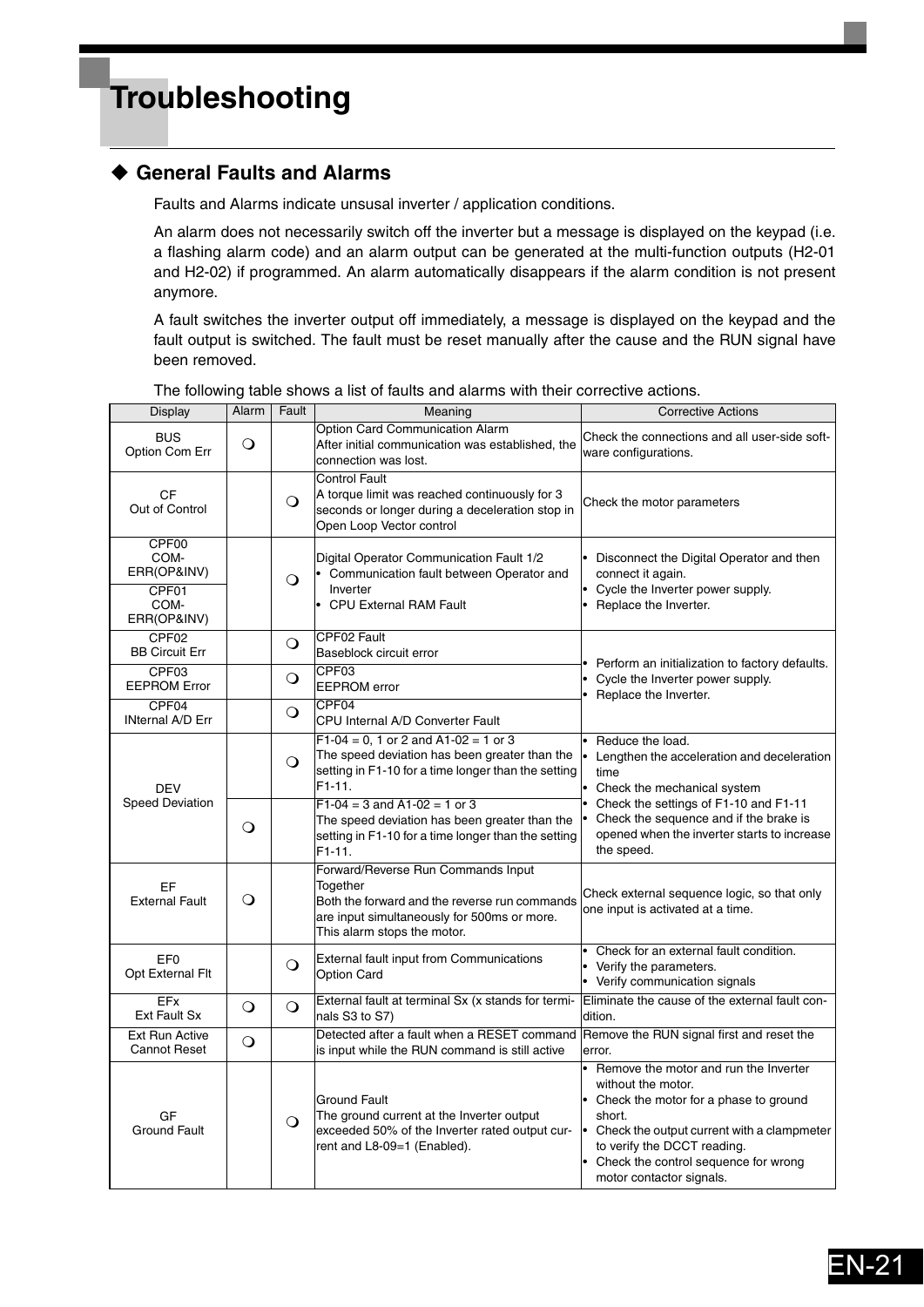# Troubleshooting

## ◆ General Faults and Alarms

Faults and Alarms indicate unusual inverter / application conditions.

An alarm does not necessarily switch off the inverter but a message is displayed on the keypad (i.e. a flashing alarm code) and an alarm output can be generated at the multi-function outputs (H2-01 and H2-02) if programmed. An alarm automatically disappears if the alarm condition is not present anymore.

A fault switches the inverter output off immediately, a message is displayed on the keypad and the fault output is switched. The fault must be reset manually after the cause and the RUN signal have been removed.

The following table shows a list of faults and alarms with their corrective actions.

| Display | Alarm | Fault | Meaning | Corrective Actions |
|---|---|---|---|---|
| BUS<br>Option Com Err | ❍ | | Option Card Communication Alarm<br>After initial communication was established, the connection was lost. | Check the connections and all user-side software configurations. |
| CF<br>Out of Control | | ❍ | Control Fault<br>A torque limit was reached continuously for 3 seconds or longer during a deceleration stop in Open Loop Vector control | Check the motor parameters |
| CPF00<br>COM-ERR(OP&INV)<br>CPF01<br>COM-ERR(OP&INV) | | ❍ | Digital Operator Communication Fault 1/2<br>• Communication fault between Operator and Inverter<br>• CPU External RAM Fault | • Disconnect the Digital Operator and then connect it again.<br>• Cycle the Inverter power supply.<br>• Replace the Inverter. |
| CPF02<br>BB Circuit Err | | ❍ | CPF02 Fault<br>Baseblock circuit error | • Perform an initialization to factory defaults.<br>• Cycle the Inverter power supply.<br>• Replace the Inverter. |
| CPF03<br>EEPROM Error | | ❍ | CPF03<br>EEPROM error | |
| CPF04<br>INternal A/D Err | | ❍ | CPF04<br>CPU Internal A/D Converter Fault | |
| DEV<br>Speed Deviation | | ❍ | F1-04 = 0, 1 or 2 and A1-02 = 1 or 3<br>The speed deviation has been greater than the setting in F1-10 for a time longer than the setting F1-11. | • Reduce the load.<br>• Lengthen the acceleration and deceleration time<br>• Check the mechanical system<br>• Check the settings of F1-10 and F1-11<br>• Check the sequence and if the brake is opened when the inverter starts to increase the speed. |
| | ❍ | | F1-04 = 3 and A1-02 = 1 or 3<br>The speed deviation has been greater than the setting in F1-10 for a time longer than the setting F1-11. | |
| EF<br>External Fault | ❍ | | Forward/Reverse Run Commands Input Together<br>Both the forward and the reverse run commands are input simultaneously for 500ms or more. This alarm stops the motor. | Check external sequence logic, so that only one input is activated at a time. |
| EF0<br>Opt External Flt | | ❍ | External fault input from Communications Option Card | • Check for an external fault condition.<br>• Verify the parameters.<br>• Verify communication signals |
| EFx<br>Ext Fault Sx | ❍ | ❍ | External fault at terminal Sx (x stands for terminals S3 to S7) | Eliminate the cause of the external fault condition. |
| Ext Run Active<br>Cannot Reset | ❍ | | Detected after a fault when a RESET command is input while the RUN command is still active | Remove the RUN signal first and reset the error. |
| GF<br>Ground Fault | | ❍ | Ground Fault<br>The ground current at the Inverter output exceeded 50% of the Inverter rated output current and L8-09=1 (Enabled). | • Remove the motor and run the Inverter without the motor.<br>• Check the motor for a phase to ground short.<br>• Check the output current with a clampmeter to verify the DCCT reading.<br>• Check the control sequence for wrong motor contactor signals. |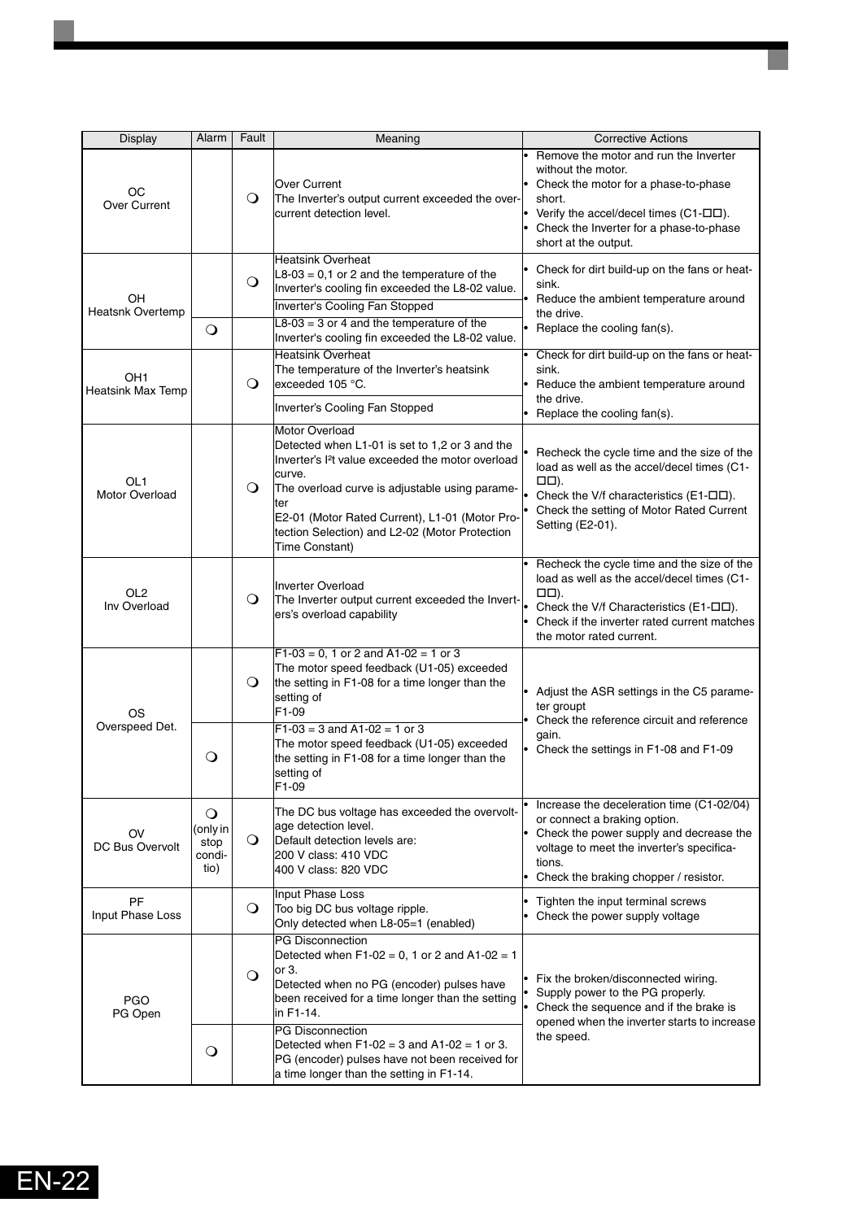| Display | Alarm | Fault | Meaning | Corrective Actions |
| --- | --- | --- | --- | --- |
| OC<br>Over Current | | ❍ | Over Current<br>The Inverter's output current exceeded the over-current detection level. | • Remove the motor and run the Inverter without the motor.<br>• Check the motor for a phase-to-phase short.<br>• Verify the accel/decel times (C1-☐☐).<br>• Check the Inverter for a phase-to-phase short at the output. |
| OH<br>Heatsnk Overtemp | | ❍ | Heatsink Overheat<br>L8-03 = 0,1 or 2 and the temperature of the Inverter's cooling fin exceeded the L8-02 value.<br>Inverter's Cooling Fan Stopped | • Check for dirt build-up on the fans or heat-sink.<br>• Reduce the ambient temperature around the drive.<br>• Replace the cooling fan(s). |
| | ❍ | | L8-03 = 3 or 4 and the temperature of the Inverter's cooling fin exceeded the L8-02 value. | |
| OH1<br>Heatsink Max Temp | | ❍ | Heatsink Overheat<br>The temperature of the Inverter's heatsink exceeded 105 °C.<br>Inverter's Cooling Fan Stopped | • Check for dirt build-up on the fans or heat-sink.<br>• Reduce the ambient temperature around the drive.<br>• Replace the cooling fan(s). |
| OL1<br>Motor Overload | | ❍ | Motor Overload<br>Detected when L1-01 is set to 1,2 or 3 and the Inverter's I²t value exceeded the motor overload curve.<br>The overload curve is adjustable using parameter<br>E2-01 (Motor Rated Current), L1-01 (Motor Protection Selection) and L2-02 (Motor Protection Time Constant) | • Recheck the cycle time and the size of the load as well as the accel/decel times (C1-☐☐).<br>• Check the V/f characteristics (E1-☐☐).<br>• Check the setting of Motor Rated Current Setting (E2-01). |
| OL2<br>Inv Overload | | ❍ | Inverter Overload<br>The Inverter output current exceeded the Inverters's overload capability | • Recheck the cycle time and the size of the load as well as the accel/decel times (C1-☐☐).<br>• Check the V/f Characteristics (E1-☐☐).<br>• Check if the inverter rated current matches the motor rated current. |
| OS<br>Overspeed Det. | | ❍ | F1-03 = 0, 1 or 2 and A1-02 = 1 or 3<br>The motor speed feedback (U1-05) exceeded the setting in F1-08 for a time longer than the setting of<br>F1-09 | • Adjust the ASR settings in the C5 parameter groupt<br>• Check the reference circuit and reference gain.<br>• Check the settings in F1-08 and F1-09 |
| | ❍ | | F1-03 = 3 and A1-02 = 1 or 3<br>The motor speed feedback (U1-05) exceeded the setting in F1-08 for a time longer than the setting of<br>F1-09 | |
| OV<br>DC Bus Overvolt | ❍<br>(only in stop conditio) | ❍ | The DC bus voltage has exceeded the overvoltage detection level.<br>Default detection levels are:<br>200 V class: 410 VDC<br>400 V class: 820 VDC | • Increase the deceleration time (C1-02/04) or connect a braking option.<br>• Check the power supply and decrease the voltage to meet the inverter's specifications.<br>• Check the braking chopper / resistor. |
| PF<br>Input Phase Loss | | ❍ | Input Phase Loss<br>Too big DC bus voltage ripple.<br>Only detected when L8-05=1 (enabled) | • Tighten the input terminal screws<br>• Check the power supply voltage |
| PGO<br>PG Open | | ❍ | PG Disconnection<br>Detected when F1-02 = 0, 1 or 2 and A1-02 = 1 or 3.<br>Detected when no PG (encoder) pulses have been received for a time longer than the setting in F1-14. | • Fix the broken/disconnected wiring.<br>• Supply power to the PG properly.<br>• Check the sequence and if the brake is opened when the inverter starts to increase the speed. |
| | ❍ | | PG Disconnection<br>Detected when F1-02 = 3 and A1-02 = 1 or 3.<br>PG (encoder) pulses have not been received for a time longer than the setting in F1-14. | |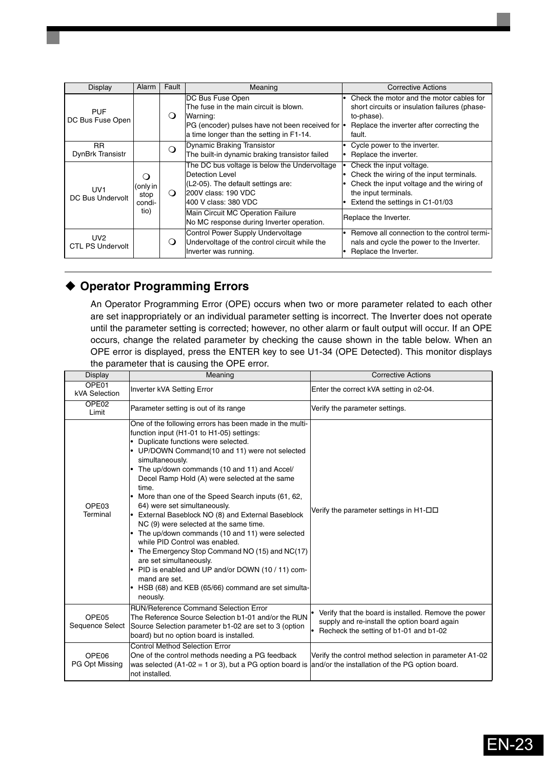| Display | Alarm | Fault | Meaning | Corrective Actions |
|---|---|---|---|---|
| PUF<br>DC Bus Fuse Open | | ❍ | DC Bus Fuse Open<br>The fuse in the main circuit is blown.<br>Warning:<br>PG (encoder) pulses have not been received for a time longer than the setting in F1-14. | • Check the motor and the motor cables for short circuits or insulation failures (phase-to-phase).<br>• Replace the inverter after correcting the fault. |
| RR<br>DynBrk Transistr | | ❍ | Dynamic Braking Transistor<br>The built-in dynamic braking transistor failed | • Cycle power to the inverter.<br>• Replace the inverter. |
| UV1<br>DC Bus Undervolt | ❍<br>(only in stop condi-tio) | ❍ | The DC bus voltage is below the Undervoltage Detection Level<br>(L2-05). The default settings are:<br>200V class: 190 VDC<br>400 V class: 380 VDC | • Check the input voltage.<br>• Check the wiring of the input terminals.<br>• Check the input voltage and the wiring of the input terminals.<br>• Extend the settings in C1-01/03 |
| | | | Main Circuit MC Operation Failure<br>No MC response during Inverter operation. | Replace the Inverter. |
| UV2<br>CTL PS Undervolt | | ❍ | Control Power Supply Undervoltage<br>Undervoltage of the control circuit while the Inverter was running. | • Remove all connection to the control terminals and cycle the power to the Inverter.<br>• Replace the Inverter. |

## ◆ Operator Programming Errors

An Operator Programming Error (OPE) occurs when two or more parameter related to each other are set inappropriately or an individual parameter setting is incorrect. The Inverter does not operate until the parameter setting is corrected; however, no other alarm or fault output will occur. If an OPE occurs, change the related parameter by checking the cause shown in the table below. When an OPE error is displayed, press the ENTER key to see U1-34 (OPE Detected). This monitor displays the parameter that is causing the OPE error.

| Display | Meaning | Corrective Actions |
|---|---|---|
| OPE01<br>kVA Selection | Inverter kVA Setting Error | Enter the correct kVA setting in o2-04. |
| OPE02<br>Limit | Parameter setting is out of its range | Verify the parameter settings. |
| OPE03<br>Terminal | One of the following errors has been made in the multi-function input (H1-01 to H1-05) settings:<br>• Duplicate functions were selected.<br>• UP/DOWN Command(10 and 11) were not selected simultaneously.<br>• The up/down commands (10 and 11) and Accel/Decel Ramp Hold (A) were selected at the same time.<br>• More than one of the Speed Search inputs (61, 62, 64) were set simultaneously.<br>• External Baseblock NO (8) and External Baseblock NC (9) were selected at the same time.<br>• The up/down commands (10 and 11) were selected while PID Control was enabled.<br>• The Emergency Stop Command NO (15) and NC(17) are set simultaneously.<br>• PID is enabled and UP and/or DOWN (10 / 11) command are set.<br>• HSB (68) and KEB (65/66) command are set simultaneously. | Verify the parameter settings in H1-□□ |
| OPE05<br>Sequence Select | RUN/Reference Command Selection Error<br>The Reference Source Selection b1-01 and/or the RUN Source Selection parameter b1-02 are set to 3 (option board) but no option board is installed. | • Verify that the board is installed. Remove the power supply and re-install the option board again<br>• Recheck the setting of b1-01 and b1-02 |
| OPE06<br>PG Opt Missing | Control Method Selection Error<br>One of the control methods needing a PG feedback was selected (A1-02 = 1 or 3), but a PG option board is not installed. | Verify the control method selection in parameter A1-02 and/or the installation of the PG option board. |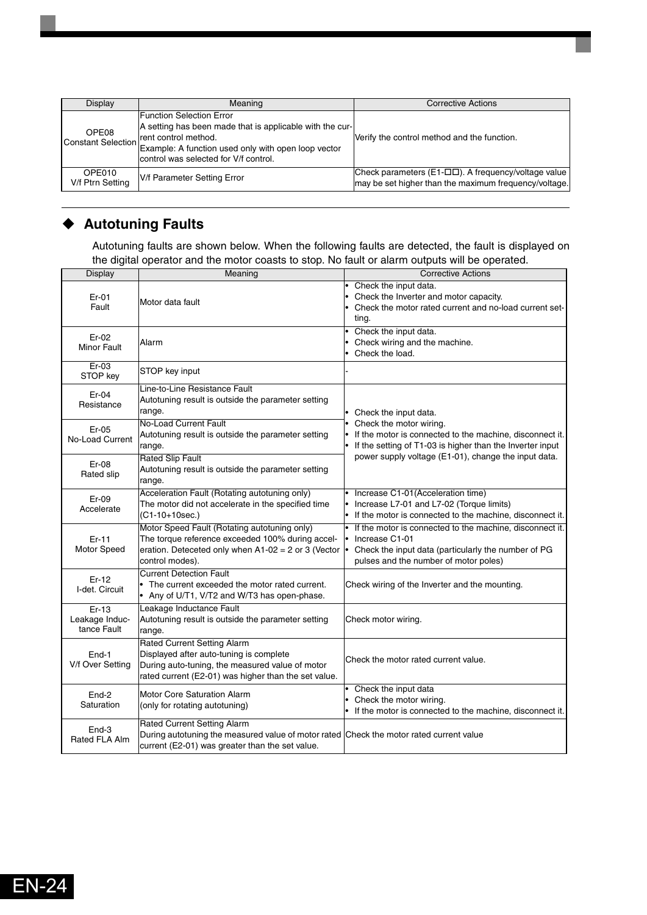| Display | Meaning | Corrective Actions |
| --- | --- | --- |
| OPE08 Constant Selection | Function Selection Error<br>A setting has been made that is applicable with the current control method.<br>Example: A function used only with open loop vector control was selected for V/f control. | Verify the control method and the function. |
| OPE010 V/f Ptrn Setting | V/f Parameter Setting Error | Check parameters (E1-□□). A frequency/voltage value may be set higher than the maximum frequency/voltage. |

## ◆ Autotuning Faults

Autotuning faults are shown below. When the following faults are detected, the fault is displayed on the digital operator and the motor coasts to stop. No fault or alarm outputs will be operated.

| Display | Meaning | Corrective Actions |
| --- | --- | --- |
| Er-01 Fault | Motor data fault | • Check the input data.<br>• Check the Inverter and motor capacity.<br>• Check the motor rated current and no-load current setting. |
| Er-02 Minor Fault | Alarm | • Check the input data.<br>• Check wiring and the machine.<br>• Check the load. |
| Er-03 STOP key | STOP key input | - |
| Er-04 Resistance | Line-to-Line Resistance Fault<br>Autotuning result is outside the parameter setting range. | • Check the input data.<br>• Check the motor wiring.<br>• If the motor is connected to the machine, disconnect it.<br>• If the setting of T1-03 is higher than the Inverter input power supply voltage (E1-01), change the input data. |
| Er-05 No-Load Current | No-Load Current Fault<br>Autotuning result is outside the parameter setting range. | |
| Er-08 Rated slip | Rated Slip Fault<br>Autotuning result is outside the parameter setting range. | |
| Er-09 Accelerate | Acceleration Fault (Rotating autotuning only)<br>The motor did not accelerate in the specified time (C1-10+10sec.) | • Increase C1-01(Acceleration time)<br>• Increase L7-01 and L7-02 (Torque limits)<br>• If the motor is connected to the machine, disconnect it. |
| Er-11 Motor Speed | Motor Speed Fault (Rotating autotuning only)<br>The torque reference exceeded 100% during acceleration. Deteceted only when A1-02 = 2 or 3 (Vector control modes). | • If the motor is connected to the machine, disconnect it.<br>• Increase C1-01<br>• Check the input data (particularly the number of PG pulses and the number of motor poles) |
| Er-12 I-det. Circuit | Current Detection Fault<br>• The current exceeded the motor rated current.<br>• Any of U/T1, V/T2 and W/T3 has open-phase. | Check wiring of the Inverter and the mounting. |
| Er-13 Leakage Inductance Fault | Leakage Inductance Fault<br>Autotuning result is outside the parameter setting range. | Check motor wiring. |
| End-1 V/f Over Setting | Rated Current Setting Alarm<br>Displayed after auto-tuning is complete<br>During auto-tuning, the measured value of motor rated current (E2-01) was higher than the set value. | Check the motor rated current value. |
| End-2 Saturation | Motor Core Saturation Alarm<br>(only for rotating autotuning) | • Check the input data<br>• Check the motor wiring.<br>• If the motor is connected to the machine, disconnect it. |
| End-3 Rated FLA Alm | Rated Current Setting Alarm<br>During autotuning the measured value of motor rated current (E2-01) was greater than the set value. | Check the motor rated current value |